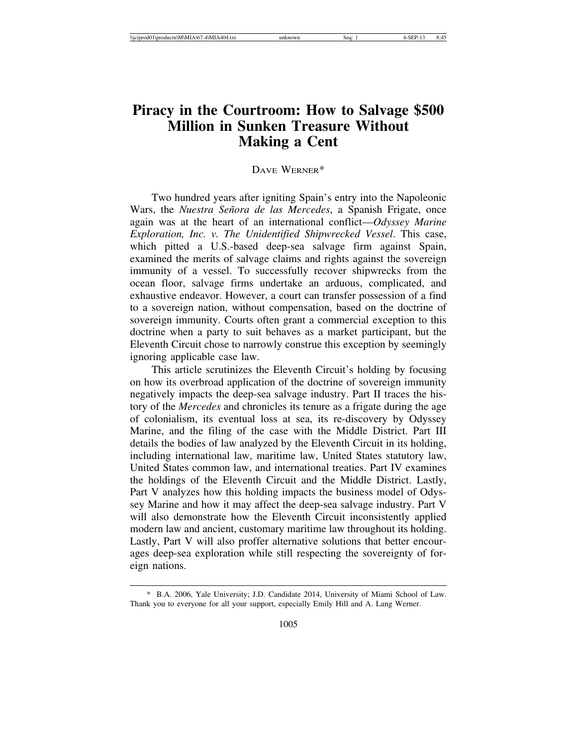# Piracy in the Courtroom: How to Salvage $500 Million in Sunken Treasure Without Making a Cent

Dave Werner*

Two hundred years after igniting Spain's entry into the Napoleonic Wars, the *Nuestra Señora de las Mercedes*, a Spanish Frigate, once again was at the heart of an international conflict—*Odyssey Marine Exploration, Inc. v. The Unidentified Shipwrecked Vessel*. This case, which pitted a U.S.-based deep-sea salvage firm against Spain, examined the merits of salvage claims and rights against the sovereign immunity of a vessel. To successfully recover shipwrecks from the ocean floor, salvage firms undertake an arduous, complicated, and exhaustive endeavor. However, a court can transfer possession of a find to a sovereign nation, without compensation, based on the doctrine of sovereign immunity. Courts often grant a commercial exception to this doctrine when a party to suit behaves as a market participant, but the Eleventh Circuit chose to narrowly construe this exception by seemingly ignoring applicable case law.

This article scrutinizes the Eleventh Circuit's holding by focusing on how its overbroad application of the doctrine of sovereign immunity negatively impacts the deep-sea salvage industry. Part II traces the history of the *Mercedes* and chronicles its tenure as a frigate during the age of colonialism, its eventual loss at sea, its re-discovery by Odyssey Marine, and the filing of the case with the Middle District. Part III details the bodies of law analyzed by the Eleventh Circuit in its holding, including international law, maritime law, United States statutory law, United States common law, and international treaties. Part IV examines the holdings of the Eleventh Circuit and the Middle District. Lastly, Part V analyzes how this holding impacts the business model of Odyssey Marine and how it may affect the deep-sea salvage industry. Part V will also demonstrate how the Eleventh Circuit inconsistently applied modern law and ancient, customary maritime law throughout its holding. Lastly, Part V will also proffer alternative solutions that better encourages deep-sea exploration while still respecting the sovereignty of foreign nations.

---

\* B.A. 2006, Yale University; J.D. Candidate 2014, University of Miami School of Law. Thank you to everyone for all your support, especially Emily Hill and A. Lang Werner.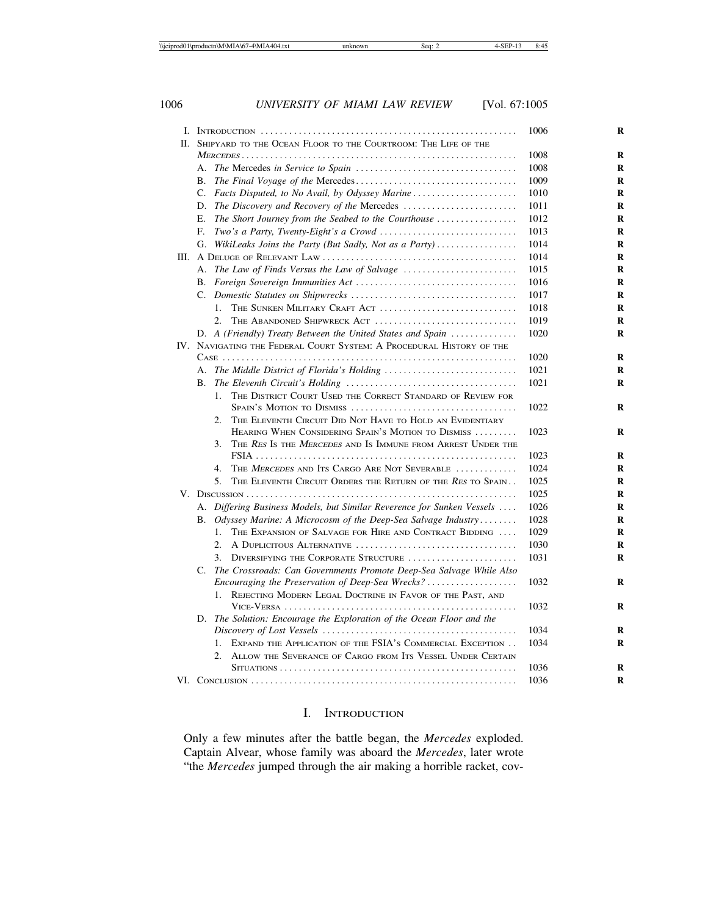| | | |
|---|---|---|
| I. | INTRODUCTION | 1006 |
| II. | SHIPYARD TO THE OCEAN FLOOR TO THE COURTROOM: THE LIFE OF THE *MERCEDES* | 1008 |
| | A. *The* Mercedes *in Service to Spain* | 1008 |
| | B. *The Final Voyage of the* Mercedes | 1009 |
| | C. *Facts Disputed, to No Avail, by Odyssey Marine* | 1010 |
| | D. *The Discovery and Recovery of the* Mercedes | 1011 |
| | E. *The Short Journey from the Seabed to the Courthouse* | 1012 |
| | F. *Two's a Party, Twenty-Eight's a Crowd* | 1013 |
| | G. *WikiLeaks Joins the Party (But Sadly, Not as a Party)* | 1014 |
| III. | A DELUGE OF RELEVANT LAW | 1014 |
| | A. *The Law of Finds Versus the Law of Salvage* | 1015 |
| | B. *Foreign Sovereign Immunities Act* | 1016 |
| | C. *Domestic Statutes on Shipwrecks* | 1017 |
| | 1. THE SUNKEN MILITARY CRAFT ACT | 1018 |
| | 2. THE ABANDONED SHIPWRECK ACT | 1019 |
| | D. *A (Friendly) Treaty Between the United States and Spain* | 1020 |
| IV. | NAVIGATING THE FEDERAL COURT SYSTEM: A PROCEDURAL HISTORY OF THE CASE | 1020 |
| | A. *The Middle District of Florida's Holding* | 1021 |
| | B. *The Eleventh Circuit's Holding* | 1021 |
| | 1. THE DISTRICT COURT USED THE CORRECT STANDARD OF REVIEW FOR SPAIN'S MOTION TO DISMISS | 1022 |
| | 2. THE ELEVENTH CIRCUIT DID NOT HAVE TO HOLD AN EVIDENTIARY HEARING WHEN CONSIDERING SPAIN'S MOTION TO DISMISS | 1023 |
| | 3. THE *RES* IS THE *MERCEDES* AND IS IMMUNE FROM ARREST UNDER THE FSIA | 1023 |
| | 4. THE *MERCEDES* AND ITS CARGO ARE NOT SEVERABLE | 1024 |
| | 5. THE ELEVENTH CIRCUIT ORDERS THE RETURN OF THE *RES* TO SPAIN | 1025 |
| V. | DISCUSSION | 1025 |
| | A. *Differing Business Models, but Similar Reverence for Sunken Vessels* | 1026 |
| | B. *Odyssey Marine: A Microcosm of the Deep-Sea Salvage Industry* | 1028 |
| | 1. THE EXPANSION OF SALVAGE FOR HIRE AND CONTRACT BIDDING | 1029 |
| | 2. A DUPLICITOUS ALTERNATIVE | 1030 |
| | 3. DIVERSIFYING THE CORPORATE STRUCTURE | 1031 |
| | C. *The Crossroads: Can Governments Promote Deep-Sea Salvage While Also Encouraging the Preservation of Deep-Sea Wrecks?* | 1032 |
| | 1. REJECTING MODERN LEGAL DOCTRINE IN FAVOR OF THE PAST, AND VICE-VERSA | 1032 |
| | D. *The Solution: Encourage the Exploration of the Ocean Floor and the Discovery of Lost Vessels* | 1034 |
| | 1. EXPAND THE APPLICATION OF THE FSIA'S COMMERCIAL EXCEPTION | 1034 |
| | 2. ALLOW THE SEVERANCE OF CARGO FROM ITS VESSEL UNDER CERTAIN SITUATIONS | 1036 |
| VI. | CONCLUSION | 1036 |

## I. INTRODUCTION

Only a few minutes after the battle began, the *Mercedes* exploded. Captain Alvear, whose family was aboard the *Mercedes*, later wrote "the *Mercedes* jumped through the air making a horrible racket, cov-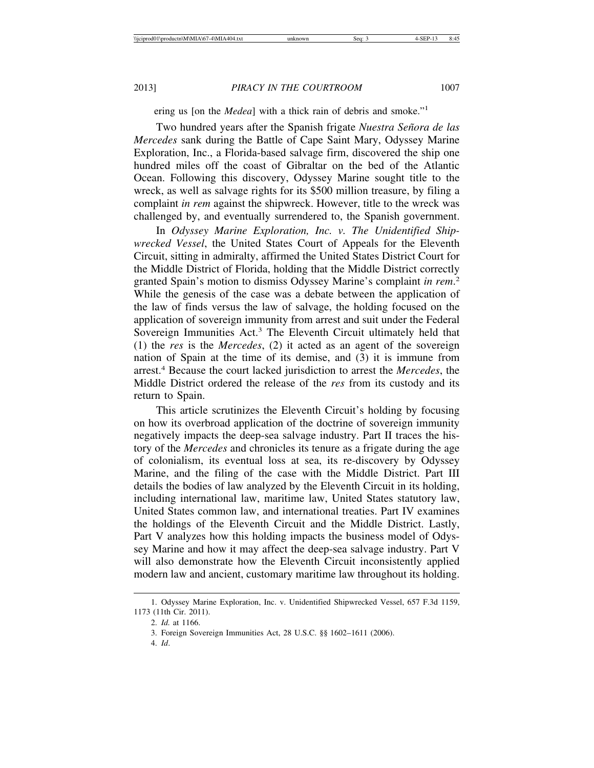ering us [on the *Medea*] with a thick rain of debris and smoke."[1]

Two hundred years after the Spanish frigate *Nuestra Señora de las Mercedes* sank during the Battle of Cape Saint Mary, Odyssey Marine Exploration, Inc., a Florida-based salvage firm, discovered the ship one hundred miles off the coast of Gibraltar on the bed of the Atlantic Ocean. Following this discovery, Odyssey Marine sought title to the wreck, as well as salvage rights for its $500 million treasure, by filing a complaint *in rem* against the shipwreck. However, title to the wreck was challenged by, and eventually surrendered to, the Spanish government.

In *Odyssey Marine Exploration, Inc. v. The Unidentified Shipwrecked Vessel*, the United States Court of Appeals for the Eleventh Circuit, sitting in admiralty, affirmed the United States District Court for the Middle District of Florida, holding that the Middle District correctly granted Spain's motion to dismiss Odyssey Marine's complaint *in rem*.[2] While the genesis of the case was a debate between the application of the law of finds versus the law of salvage, the holding focused on the application of sovereign immunity from arrest and suit under the Federal Sovereign Immunities Act.[3] The Eleventh Circuit ultimately held that (1) the *res* is the *Mercedes*, (2) it acted as an agent of the sovereign nation of Spain at the time of its demise, and (3) it is immune from arrest.[4] Because the court lacked jurisdiction to arrest the *Mercedes*, the Middle District ordered the release of the *res* from its custody and its return to Spain.

This article scrutinizes the Eleventh Circuit's holding by focusing on how its overbroad application of the doctrine of sovereign immunity negatively impacts the deep-sea salvage industry. Part II traces the history of the *Mercedes* and chronicles its tenure as a frigate during the age of colonialism, its eventual loss at sea, its re-discovery by Odyssey Marine, and the filing of the case with the Middle District. Part III details the bodies of law analyzed by the Eleventh Circuit in its holding, including international law, maritime law, United States statutory law, United States common law, and international treaties. Part IV examines the holdings of the Eleventh Circuit and the Middle District. Lastly, Part V analyzes how this holding impacts the business model of Odyssey Marine and how it may affect the deep-sea salvage industry. Part V will also demonstrate how the Eleventh Circuit inconsistently applied modern law and ancient, customary maritime law throughout its holding.

---

1. Odyssey Marine Exploration, Inc. v. Unidentified Shipwrecked Vessel, 657 F.3d 1159, 1173 (11th Cir. 2011).

2. *Id.* at 1166.

3. Foreign Sovereign Immunities Act, 28 U.S.C. §§ 1602–1611 (2006).

4. *Id*.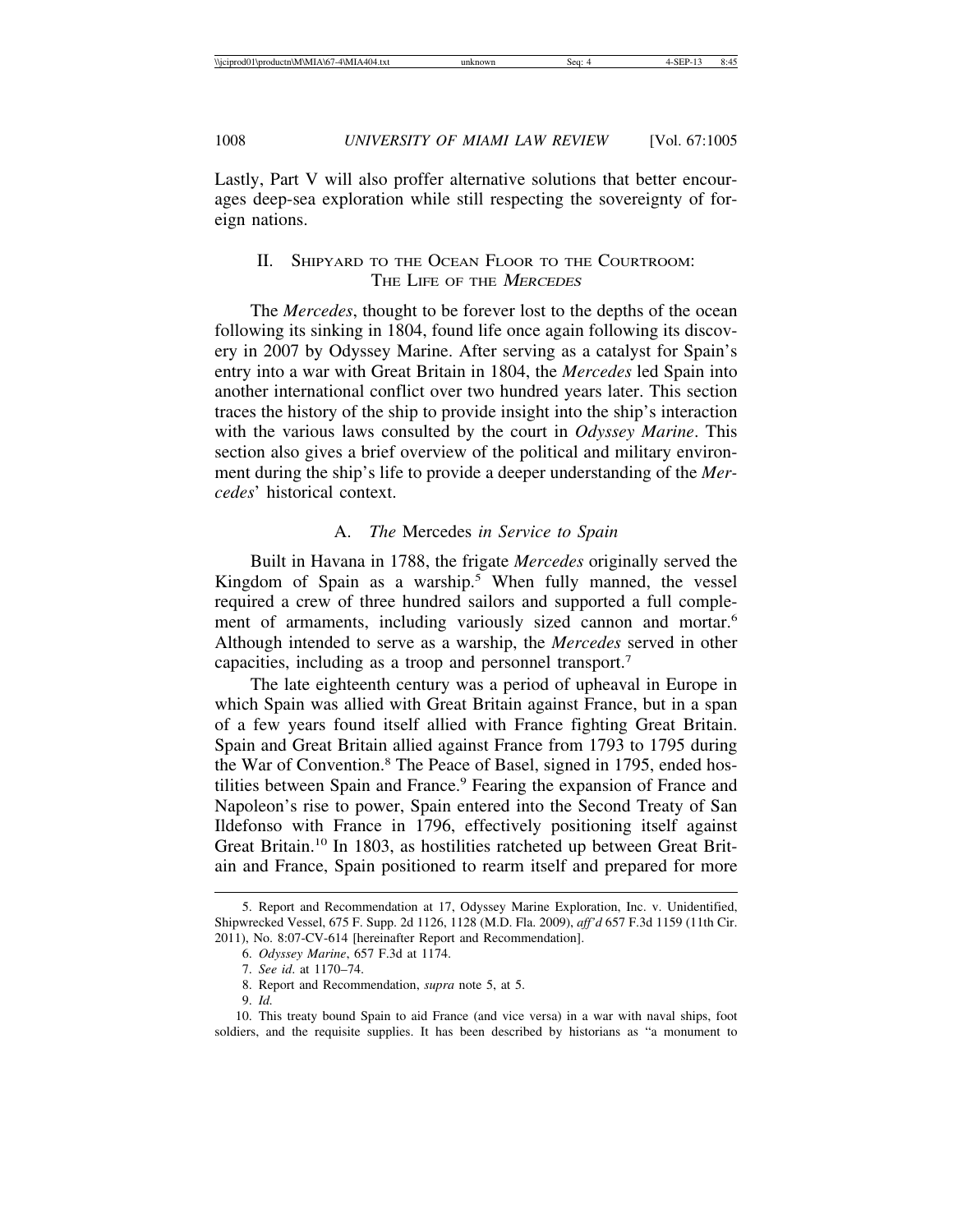Lastly, Part V will also proffer alternative solutions that better encourages deep-sea exploration while still respecting the sovereignty of foreign nations.

## II. Shipyard to the Ocean Floor to the Courtroom: The Life of the *Mercedes*

The *Mercedes*, thought to be forever lost to the depths of the ocean following its sinking in 1804, found life once again following its discovery in 2007 by Odyssey Marine. After serving as a catalyst for Spain's entry into a war with Great Britain in 1804, the *Mercedes* led Spain into another international conflict over two hundred years later. This section traces the history of the ship to provide insight into the ship's interaction with the various laws consulted by the court in *Odyssey Marine*. This section also gives a brief overview of the political and military environment during the ship's life to provide a deeper understanding of the *Mercedes*' historical context.

### A. *The* Mercedes *in Service to Spain*

Built in Havana in 1788, the frigate *Mercedes* originally served the Kingdom of Spain as a warship.[5] When fully manned, the vessel required a crew of three hundred sailors and supported a full complement of armaments, including variously sized cannon and mortar.[6] Although intended to serve as a warship, the *Mercedes* served in other capacities, including as a troop and personnel transport.[7]

The late eighteenth century was a period of upheaval in Europe in which Spain was allied with Great Britain against France, but in a span of a few years found itself allied with France fighting Great Britain. Spain and Great Britain allied against France from 1793 to 1795 during the War of Convention.[8] The Peace of Basel, signed in 1795, ended hostilities between Spain and France.[9] Fearing the expansion of France and Napoleon's rise to power, Spain entered into the Second Treaty of San Ildefonso with France in 1796, effectively positioning itself against Great Britain.[10] In 1803, as hostilities ratcheted up between Great Britain and France, Spain positioned to rearm itself and prepared for more

5. Report and Recommendation at 17, Odyssey Marine Exploration, Inc. v. Unidentified, Shipwrecked Vessel, 675 F. Supp. 2d 1126, 1128 (M.D. Fla. 2009), *aff'd* 657 F.3d 1159 (11th Cir. 2011), No. 8:07-CV-614 [hereinafter Report and Recommendation].

6. *Odyssey Marine*, 657 F.3d at 1174.

7. *See id.* at 1170–74.

8. Report and Recommendation, *supra* note 5, at 5.

9. *Id.*

10. This treaty bound Spain to aid France (and vice versa) in a war with naval ships, foot soldiers, and the requisite supplies. It has been described by historians as "a monument to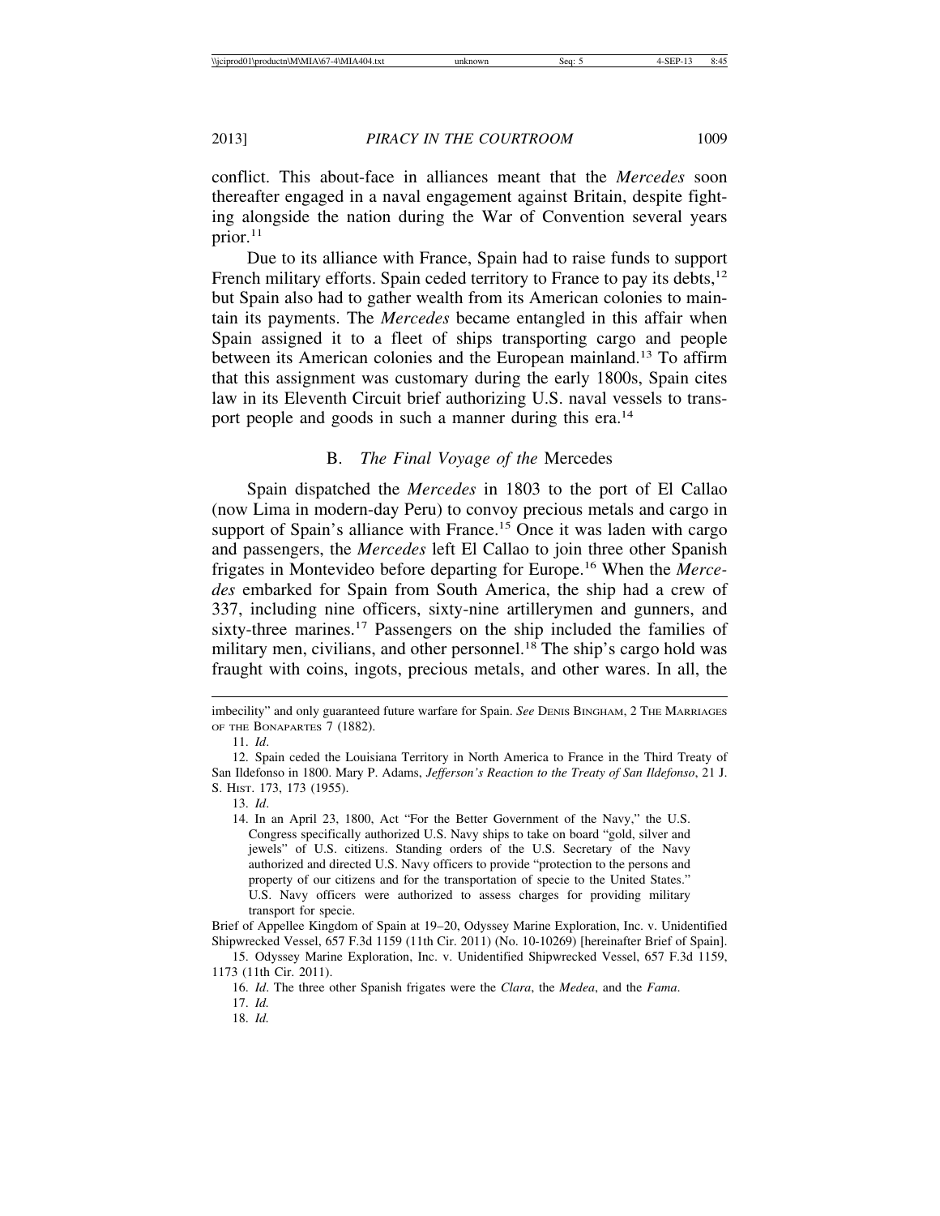conflict. This about-face in alliances meant that the *Mercedes* soon thereafter engaged in a naval engagement against Britain, despite fighting alongside the nation during the War of Convention several years prior.[11]

Due to its alliance with France, Spain had to raise funds to support French military efforts. Spain ceded territory to France to pay its debts,[12] but Spain also had to gather wealth from its American colonies to maintain its payments. The *Mercedes* became entangled in this affair when Spain assigned it to a fleet of ships transporting cargo and people between its American colonies and the European mainland.[13] To affirm that this assignment was customary during the early 1800s, Spain cites law in its Eleventh Circuit brief authorizing U.S. naval vessels to transport people and goods in such a manner during this era.[14]

### B. *The Final Voyage of the* Mercedes

Spain dispatched the *Mercedes* in 1803 to the port of El Callao (now Lima in modern-day Peru) to convoy precious metals and cargo in support of Spain's alliance with France.[15] Once it was laden with cargo and passengers, the *Mercedes* left El Callao to join three other Spanish frigates in Montevideo before departing for Europe.[16] When the *Mercedes* embarked for Spain from South America, the ship had a crew of 337, including nine officers, sixty-nine artillerymen and gunners, and sixty-three marines.[17] Passengers on the ship included the families of military men, civilians, and other personnel.[18] The ship's cargo hold was fraught with coins, ingots, precious metals, and other wares. In all, the

---

imbecility" and only guaranteed future warfare for Spain. *See* DENIS BINGHAM, 2 THE MARRIAGES OF THE BONAPARTES 7 (1882).

11. *Id*.

12. Spain ceded the Louisiana Territory in North America to France in the Third Treaty of San Ildefonso in 1800. Mary P. Adams, *Jefferson's Reaction to the Treaty of San Ildefonso*, 21 J. S. HIST. 173, 173 (1955).

13. *Id*.

14. In an April 23, 1800, Act "For the Better Government of the Navy," the U.S. Congress specifically authorized U.S. Navy ships to take on board "gold, silver and jewels" of U.S. citizens. Standing orders of the U.S. Secretary of the Navy authorized and directed U.S. Navy officers to provide "protection to the persons and property of our citizens and for the transportation of specie to the United States." U.S. Navy officers were authorized to assess charges for providing military transport for specie.

Brief of Appellee Kingdom of Spain at 19–20, Odyssey Marine Exploration, Inc. v. Unidentified Shipwrecked Vessel, 657 F.3d 1159 (11th Cir. 2011) (No. 10-10269) [hereinafter Brief of Spain].

15. Odyssey Marine Exploration, Inc. v. Unidentified Shipwrecked Vessel, 657 F.3d 1159, 1173 (11th Cir. 2011).

16. *Id*. The three other Spanish frigates were the *Clara*, the *Medea*, and the *Fama*.

17. *Id.*

18. *Id.*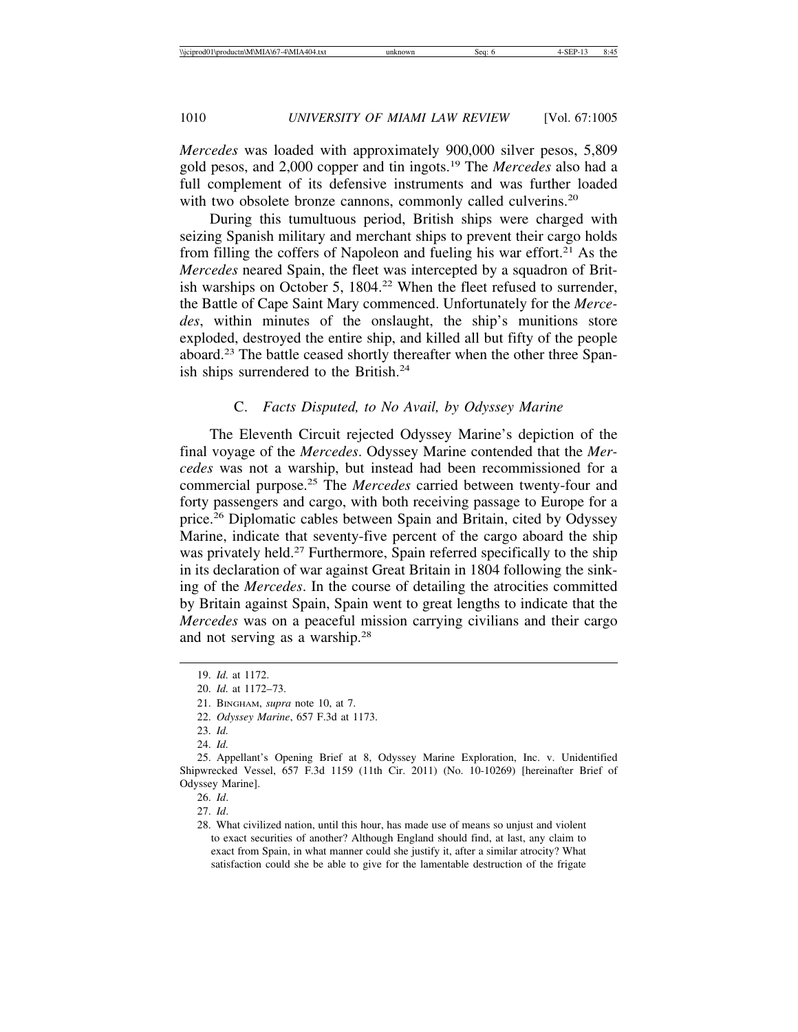*Mercedes* was loaded with approximately 900,000 silver pesos, 5,809 gold pesos, and 2,000 copper and tin ingots.[19] The *Mercedes* also had a full complement of its defensive instruments and was further loaded with two obsolete bronze cannons, commonly called culverins.[20]

During this tumultuous period, British ships were charged with seizing Spanish military and merchant ships to prevent their cargo holds from filling the coffers of Napoleon and fueling his war effort.[21] As the *Mercedes* neared Spain, the fleet was intercepted by a squadron of British warships on October 5, 1804.[22] When the fleet refused to surrender, the Battle of Cape Saint Mary commenced. Unfortunately for the *Mercedes*, within minutes of the onslaught, the ship's munitions store exploded, destroyed the entire ship, and killed all but fifty of the people aboard.[23] The battle ceased shortly thereafter when the other three Spanish ships surrendered to the British.[24]

### C. *Facts Disputed, to No Avail, by Odyssey Marine*

The Eleventh Circuit rejected Odyssey Marine's depiction of the final voyage of the *Mercedes*. Odyssey Marine contended that the *Mercedes* was not a warship, but instead had been recommissioned for a commercial purpose.[25] The *Mercedes* carried between twenty-four and forty passengers and cargo, with both receiving passage to Europe for a price.[26] Diplomatic cables between Spain and Britain, cited by Odyssey Marine, indicate that seventy-five percent of the cargo aboard the ship was privately held.[27] Furthermore, Spain referred specifically to the ship in its declaration of war against Great Britain in 1804 following the sinking of the *Mercedes*. In the course of detailing the atrocities committed by Britain against Spain, Spain went to great lengths to indicate that the *Mercedes* was on a peaceful mission carrying civilians and their cargo and not serving as a warship.[28]

---

19. *Id.* at 1172.
20. *Id.* at 1172–73.
21. Bingham, *supra* note 10, at 7.
22. *Odyssey Marine*, 657 F.3d at 1173.
23. *Id.*
24. *Id.*
25. Appellant's Opening Brief at 8, Odyssey Marine Exploration, Inc. v. Unidentified Shipwrecked Vessel, 657 F.3d 1159 (11th Cir. 2011) (No. 10-10269) [hereinafter Brief of Odyssey Marine].
26. *Id*.
27. *Id*.
28. What civilized nation, until this hour, has made use of means so unjust and violent to exact securities of another? Although England should find, at last, any claim to exact from Spain, in what manner could she justify it, after a similar atrocity? What satisfaction could she be able to give for the lamentable destruction of the frigate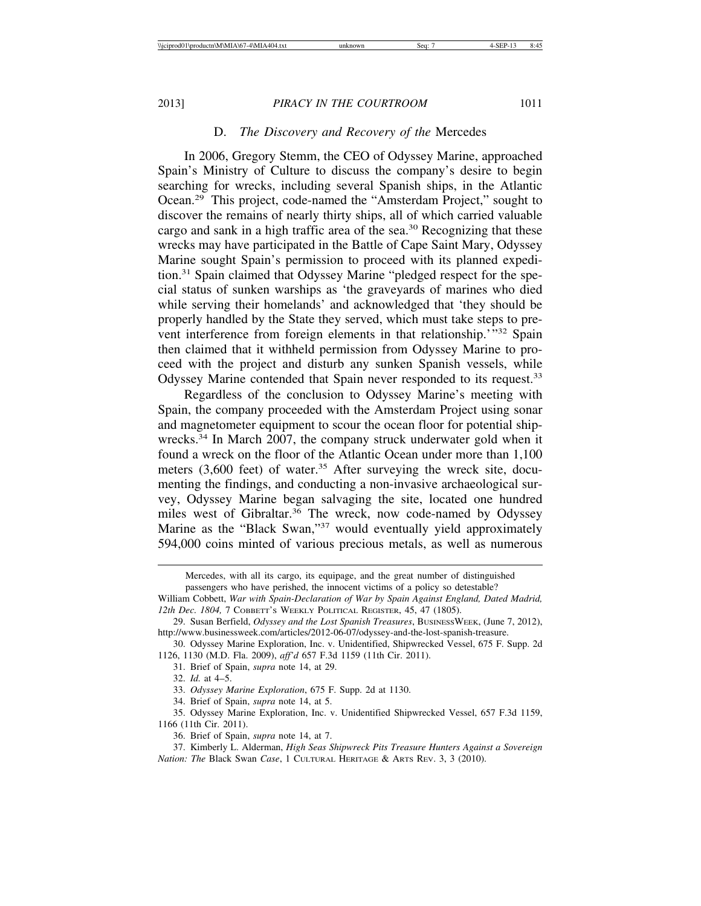### D. *The Discovery and Recovery of the* Mercedes

In 2006, Gregory Stemm, the CEO of Odyssey Marine, approached Spain's Ministry of Culture to discuss the company's desire to begin searching for wrecks, including several Spanish ships, in the Atlantic Ocean.[29] This project, code-named the "Amsterdam Project," sought to discover the remains of nearly thirty ships, all of which carried valuable cargo and sank in a high traffic area of the sea.[30] Recognizing that these wrecks may have participated in the Battle of Cape Saint Mary, Odyssey Marine sought Spain's permission to proceed with its planned expedition.[31] Spain claimed that Odyssey Marine "pledged respect for the special status of sunken warships as 'the graveyards of marines who died while serving their homelands' and acknowledged that 'they should be properly handled by the State they served, which must take steps to prevent interference from foreign elements in that relationship.'"[32] Spain then claimed that it withheld permission from Odyssey Marine to proceed with the project and disturb any sunken Spanish vessels, while Odyssey Marine contended that Spain never responded to its request.[33]

Regardless of the conclusion to Odyssey Marine's meeting with Spain, the company proceeded with the Amsterdam Project using sonar and magnetometer equipment to scour the ocean floor for potential shipwrecks.[34] In March 2007, the company struck underwater gold when it found a wreck on the floor of the Atlantic Ocean under more than 1,100 meters (3,600 feet) of water.[35] After surveying the wreck site, documenting the findings, and conducting a non-invasive archaeological survey, Odyssey Marine began salvaging the site, located one hundred miles west of Gibraltar.[36] The wreck, now code-named by Odyssey Marine as the "Black Swan,"[37] would eventually yield approximately 594,000 coins minted of various precious metals, as well as numerous

---

Mercedes, with all its cargo, its equipage, and the great number of distinguished passengers who have perished, the innocent victims of a policy so detestable?

William Cobbett, *War with Spain-Declaration of War by Spain Against England, Dated Madrid, 12th Dec. 1804,* 7 COBBETT'S WEEKLY POLITICAL REGISTER, 45, 47 (1805).

29. Susan Berfield, *Odyssey and the Lost Spanish Treasures*, BUSINESSWEEK, (June 7, 2012), http://www.businessweek.com/articles/2012-06-07/odyssey-and-the-lost-spanish-treasure.

30. Odyssey Marine Exploration, Inc. v. Unidentified, Shipwrecked Vessel, 675 F. Supp. 2d 1126, 1130 (M.D. Fla. 2009), *aff'd* 657 F.3d 1159 (11th Cir. 2011).

31. Brief of Spain, *supra* note 14, at 29.

32. *Id.* at 4–5.

33. *Odyssey Marine Exploration*, 675 F. Supp. 2d at 1130.

34. Brief of Spain, *supra* note 14, at 5.

35. Odyssey Marine Exploration, Inc. v. Unidentified Shipwrecked Vessel, 657 F.3d 1159, 1166 (11th Cir. 2011).

36. Brief of Spain, *supra* note 14, at 7.

37. Kimberly L. Alderman, *High Seas Shipwreck Pits Treasure Hunters Against a Sovereign Nation: The* Black Swan *Case*, 1 CULTURAL HERITAGE & ARTS REV. 3, 3 (2010).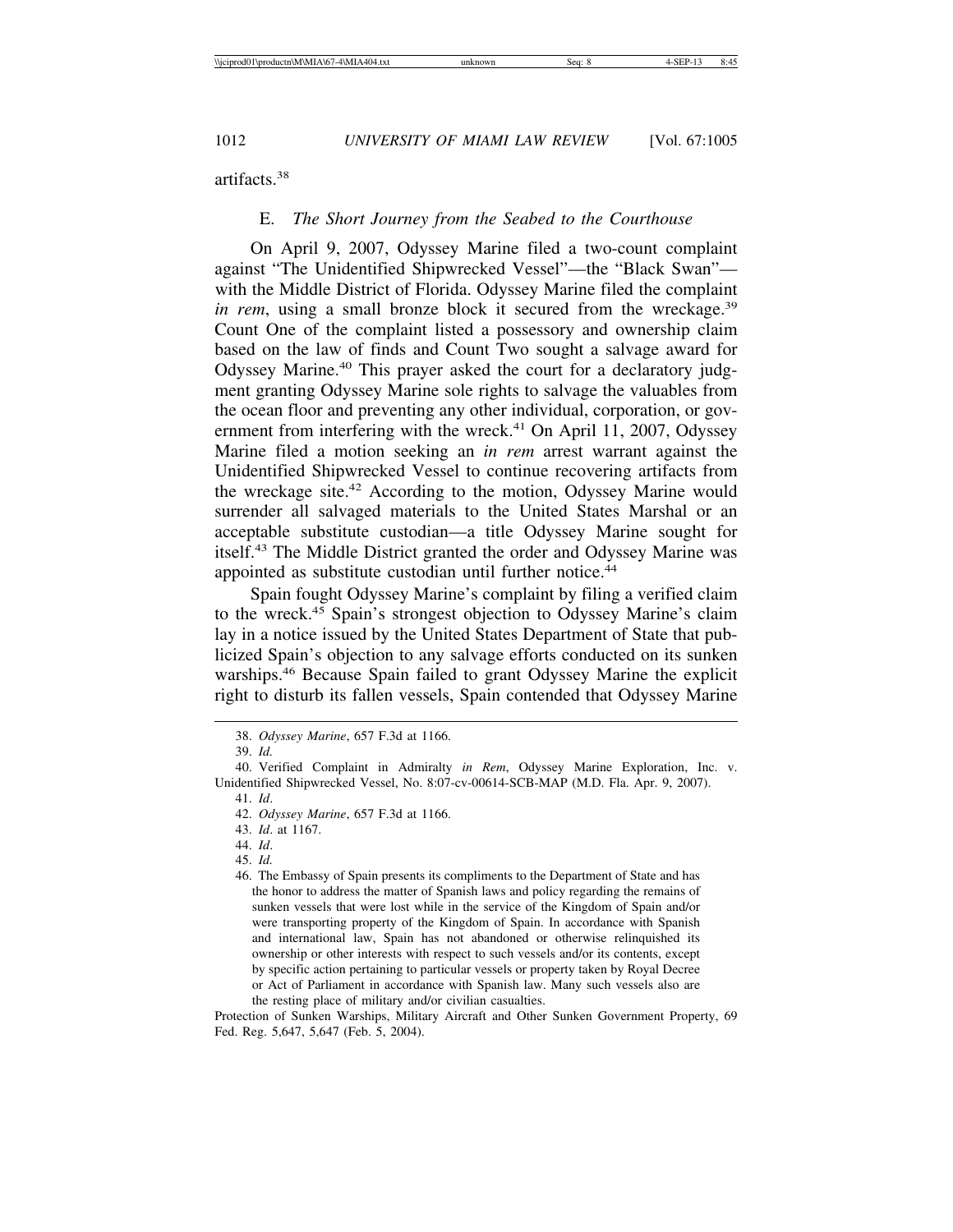artifacts.[38]

### E. *The Short Journey from the Seabed to the Courthouse*

On April 9, 2007, Odyssey Marine filed a two-count complaint against "The Unidentified Shipwrecked Vessel"—the "Black Swan"—with the Middle District of Florida. Odyssey Marine filed the complaint *in rem*, using a small bronze block it secured from the wreckage.[39] Count One of the complaint listed a possessory and ownership claim based on the law of finds and Count Two sought a salvage award for Odyssey Marine.[40] This prayer asked the court for a declaratory judgment granting Odyssey Marine sole rights to salvage the valuables from the ocean floor and preventing any other individual, corporation, or government from interfering with the wreck.[41] On April 11, 2007, Odyssey Marine filed a motion seeking an *in rem* arrest warrant against the Unidentified Shipwrecked Vessel to continue recovering artifacts from the wreckage site.[42] According to the motion, Odyssey Marine would surrender all salvaged materials to the United States Marshal or an acceptable substitute custodian—a title Odyssey Marine sought for itself.[43] The Middle District granted the order and Odyssey Marine was appointed as substitute custodian until further notice.[44]

Spain fought Odyssey Marine's complaint by filing a verified claim to the wreck.[45] Spain's strongest objection to Odyssey Marine's claim lay in a notice issued by the United States Department of State that publicized Spain's objection to any salvage efforts conducted on its sunken warships.[46] Because Spain failed to grant Odyssey Marine the explicit right to disturb its fallen vessels, Spain contended that Odyssey Marine

---

38. *Odyssey Marine*, 657 F.3d at 1166.

39. *Id.*

40. Verified Complaint in Admiralty *in Rem*, Odyssey Marine Exploration, Inc. v. Unidentified Shipwrecked Vessel, No. 8:07-cv-00614-SCB-MAP (M.D. Fla. Apr. 9, 2007).

41. *Id*.

42. *Odyssey Marine*, 657 F.3d at 1166.

43. *Id*. at 1167.

44. *Id*.

45. *Id.*

46. The Embassy of Spain presents its compliments to the Department of State and has the honor to address the matter of Spanish laws and policy regarding the remains of sunken vessels that were lost while in the service of the Kingdom of Spain and/or were transporting property of the Kingdom of Spain. In accordance with Spanish and international law, Spain has not abandoned or otherwise relinquished its ownership or other interests with respect to such vessels and/or its contents, except by specific action pertaining to particular vessels or property taken by Royal Decree or Act of Parliament in accordance with Spanish law. Many such vessels also are the resting place of military and/or civilian casualties.

Protection of Sunken Warships, Military Aircraft and Other Sunken Government Property, 69 Fed. Reg. 5,647, 5,647 (Feb. 5, 2004).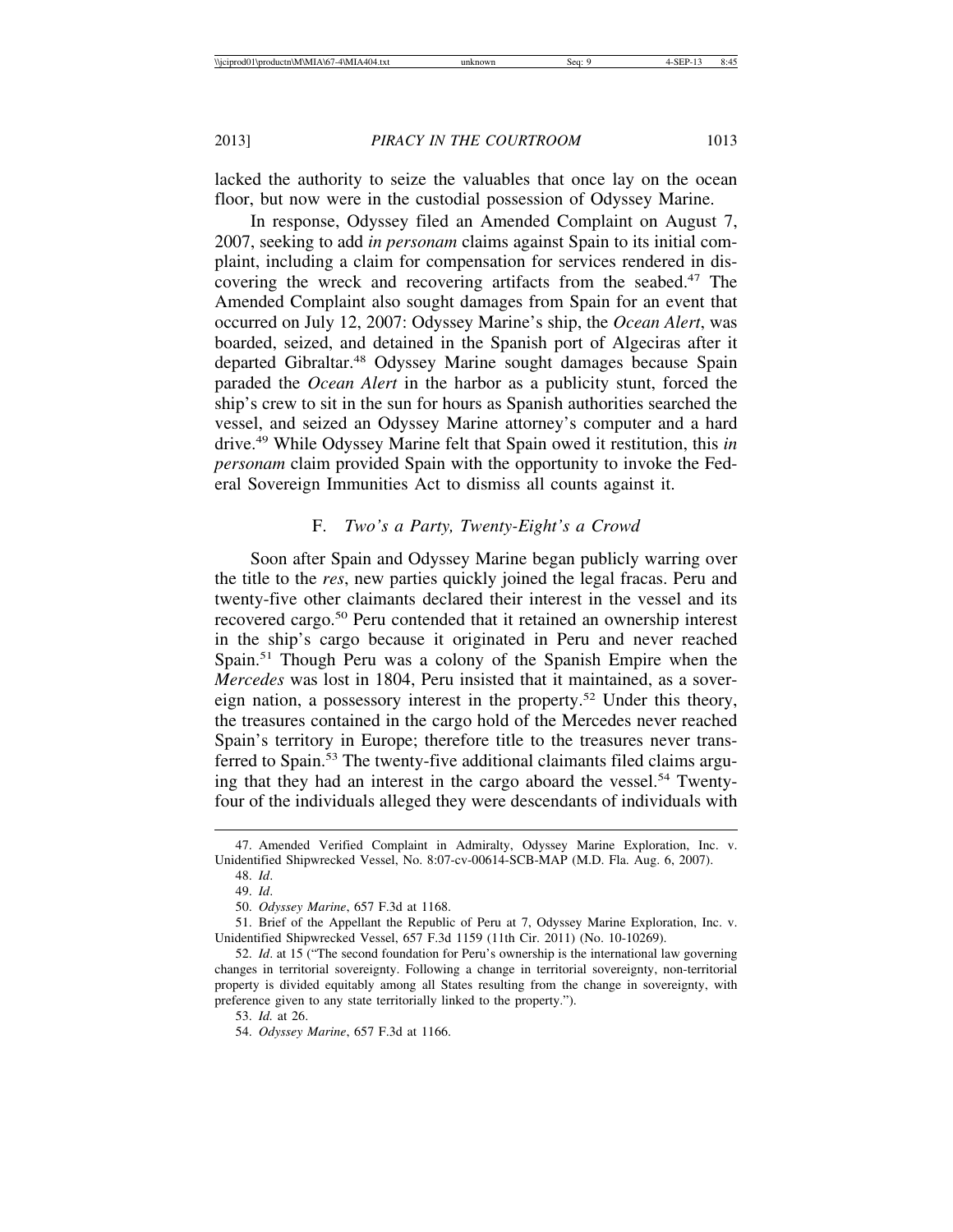lacked the authority to seize the valuables that once lay on the ocean floor, but now were in the custodial possession of Odyssey Marine.

In response, Odyssey filed an Amended Complaint on August 7, 2007, seeking to add *in personam* claims against Spain to its initial complaint, including a claim for compensation for services rendered in discovering the wreck and recovering artifacts from the seabed.[47] The Amended Complaint also sought damages from Spain for an event that occurred on July 12, 2007: Odyssey Marine's ship, the *Ocean Alert*, was boarded, seized, and detained in the Spanish port of Algeciras after it departed Gibraltar.[48] Odyssey Marine sought damages because Spain paraded the *Ocean Alert* in the harbor as a publicity stunt, forced the ship's crew to sit in the sun for hours as Spanish authorities searched the vessel, and seized an Odyssey Marine attorney's computer and a hard drive.[49] While Odyssey Marine felt that Spain owed it restitution, this *in personam* claim provided Spain with the opportunity to invoke the Federal Sovereign Immunities Act to dismiss all counts against it.

### F. *Two's a Party, Twenty-Eight's a Crowd*

Soon after Spain and Odyssey Marine began publicly warring over the title to the *res*, new parties quickly joined the legal fracas. Peru and twenty-five other claimants declared their interest in the vessel and its recovered cargo.[50] Peru contended that it retained an ownership interest in the ship's cargo because it originated in Peru and never reached Spain.[51] Though Peru was a colony of the Spanish Empire when the *Mercedes* was lost in 1804, Peru insisted that it maintained, as a sovereign nation, a possessory interest in the property.[52] Under this theory, the treasures contained in the cargo hold of the Mercedes never reached Spain's territory in Europe; therefore title to the treasures never transferred to Spain.[53] The twenty-five additional claimants filed claims arguing that they had an interest in the cargo aboard the vessel.[54] Twenty-four of the individuals alleged they were descendants of individuals with

---

47. Amended Verified Complaint in Admiralty, Odyssey Marine Exploration, Inc. v. Unidentified Shipwrecked Vessel, No. 8:07-cv-00614-SCB-MAP (M.D. Fla. Aug. 6, 2007).

48. *Id*.

49. *Id*.

50. *Odyssey Marine*, 657 F.3d at 1168.

51. Brief of the Appellant the Republic of Peru at 7, Odyssey Marine Exploration, Inc. v. Unidentified Shipwrecked Vessel, 657 F.3d 1159 (11th Cir. 2011) (No. 10-10269).

52. *Id*. at 15 ("The second foundation for Peru's ownership is the international law governing changes in territorial sovereignty. Following a change in territorial sovereignty, non-territorial property is divided equitably among all States resulting from the change in sovereignty, with preference given to any state territorially linked to the property.").

53. *Id.* at 26.

54. *Odyssey Marine*, 657 F.3d at 1166.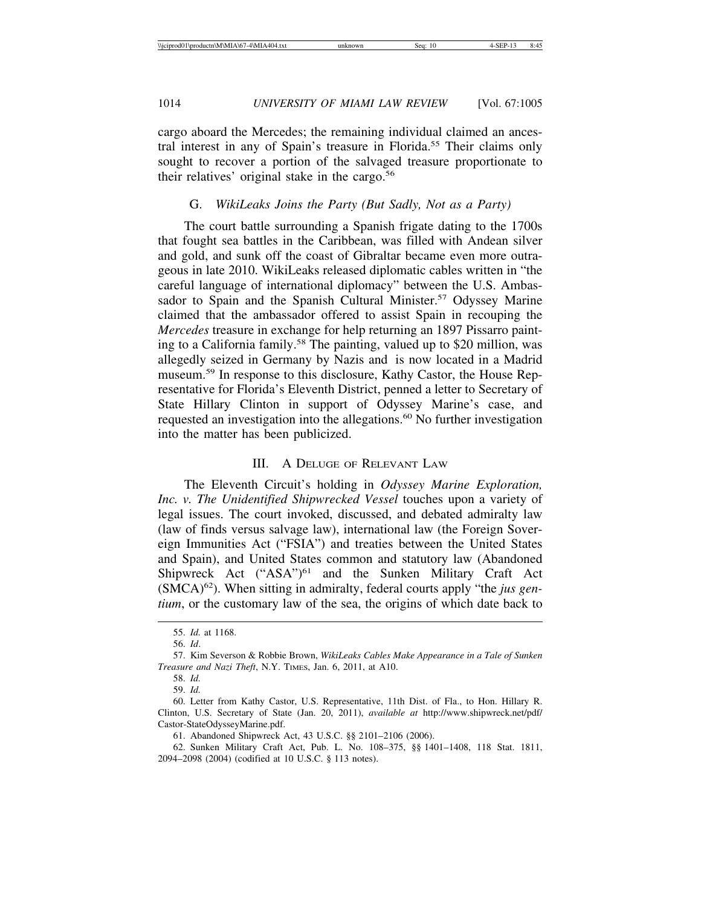cargo aboard the Mercedes; the remaining individual claimed an ancestral interest in any of Spain's treasure in Florida.[55] Their claims only sought to recover a portion of the salvaged treasure proportionate to their relatives' original stake in the cargo.[56]

### G. *WikiLeaks Joins the Party (But Sadly, Not as a Party)*

The court battle surrounding a Spanish frigate dating to the 1700s that fought sea battles in the Caribbean, was filled with Andean silver and gold, and sunk off the coast of Gibraltar became even more outrageous in late 2010. WikiLeaks released diplomatic cables written in "the careful language of international diplomacy" between the U.S. Ambassador to Spain and the Spanish Cultural Minister.[57] Odyssey Marine claimed that the ambassador offered to assist Spain in recouping the *Mercedes* treasure in exchange for help returning an 1897 Pissarro painting to a California family.[58] The painting, valued up to $20 million, was allegedly seized in Germany by Nazis and is now located in a Madrid museum.[59] In response to this disclosure, Kathy Castor, the House Representative for Florida's Eleventh District, penned a letter to Secretary of State Hillary Clinton in support of Odyssey Marine's case, and requested an investigation into the allegations.[60] No further investigation into the matter has been publicized.

## III. A Deluge of Relevant Law

The Eleventh Circuit's holding in *Odyssey Marine Exploration, Inc. v. The Unidentified Shipwrecked Vessel* touches upon a variety of legal issues. The court invoked, discussed, and debated admiralty law (law of finds versus salvage law), international law (the Foreign Sovereign Immunities Act ("FSIA") and treaties between the United States and Spain), and United States common and statutory law (Abandoned Shipwreck Act ("ASA")[61] and the Sunken Military Craft Act (SMCA)[62]). When sitting in admiralty, federal courts apply "the *jus gentium*, or the customary law of the sea, the origins of which date back to

---

55. *Id.* at 1168.

56. *Id*.

57. Kim Severson & Robbie Brown, *WikiLeaks Cables Make Appearance in a Tale of Sunken Treasure and Nazi Theft*, N.Y. Times, Jan. 6, 2011, at A10.

58. *Id.*

59. *Id.*

60. Letter from Kathy Castor, U.S. Representative, 11th Dist. of Fla., to Hon. Hillary R. Clinton, U.S. Secretary of State (Jan. 20, 2011), *available at* http://www.shipwreck.net/pdf/Castor-StateOdysseyMarine.pdf.

61. Abandoned Shipwreck Act, 43 U.S.C. §§ 2101–2106 (2006).

62. Sunken Military Craft Act, Pub. L. No. 108–375, §§ 1401–1408, 118 Stat. 1811, 2094–2098 (2004) (codified at 10 U.S.C. § 113 notes).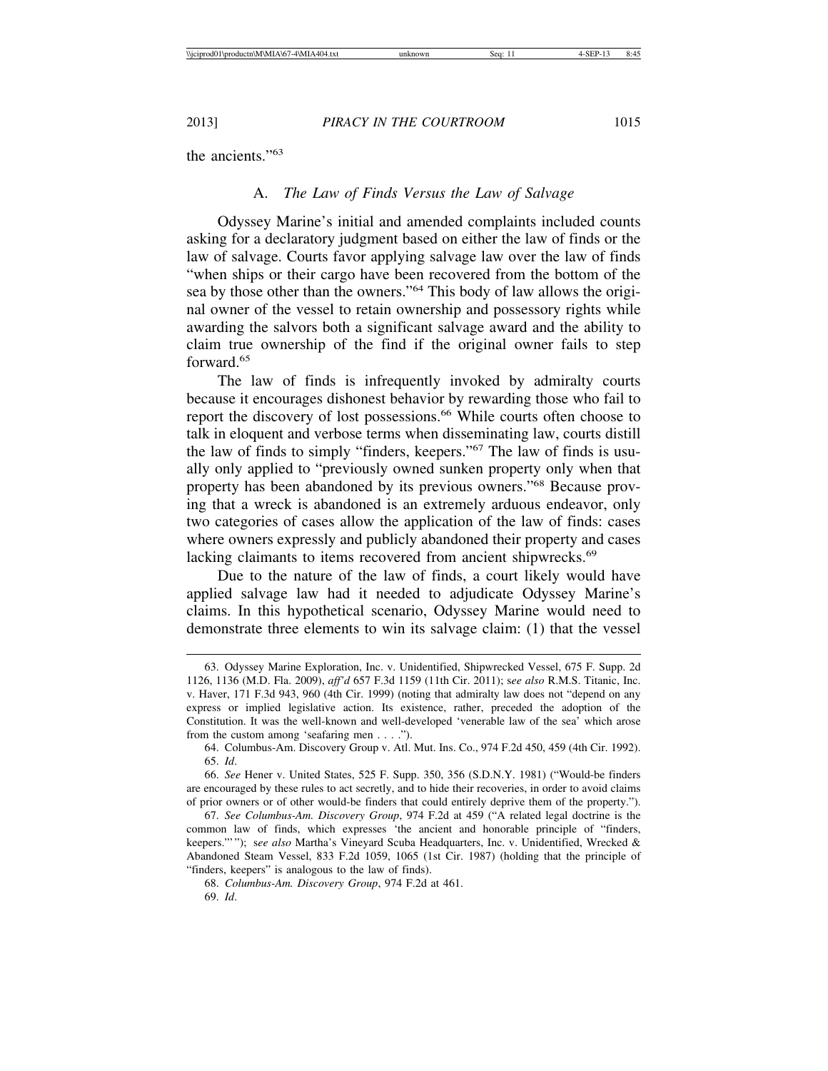the ancients."[63]

### A. *The Law of Finds Versus the Law of Salvage*

Odyssey Marine's initial and amended complaints included counts asking for a declaratory judgment based on either the law of finds or the law of salvage. Courts favor applying salvage law over the law of finds "when ships or their cargo have been recovered from the bottom of the sea by those other than the owners."[64] This body of law allows the original owner of the vessel to retain ownership and possessory rights while awarding the salvors both a significant salvage award and the ability to claim true ownership of the find if the original owner fails to step forward.[65]

The law of finds is infrequently invoked by admiralty courts because it encourages dishonest behavior by rewarding those who fail to report the discovery of lost possessions.[66] While courts often choose to talk in eloquent and verbose terms when disseminating law, courts distill the law of finds to simply "finders, keepers."[67] The law of finds is usually only applied to "previously owned sunken property only when that property has been abandoned by its previous owners."[68] Because proving that a wreck is abandoned is an extremely arduous endeavor, only two categories of cases allow the application of the law of finds: cases where owners expressly and publicly abandoned their property and cases lacking claimants to items recovered from ancient shipwrecks.[69]

Due to the nature of the law of finds, a court likely would have applied salvage law had it needed to adjudicate Odyssey Marine's claims. In this hypothetical scenario, Odyssey Marine would need to demonstrate three elements to win its salvage claim: (1) that the vessel

---

63. Odyssey Marine Exploration, Inc. v. Unidentified, Shipwrecked Vessel, 675 F. Supp. 2d 1126, 1136 (M.D. Fla. 2009), *aff'd* 657 F.3d 1159 (11th Cir. 2011); s*ee also* R.M.S. Titanic, Inc. v. Haver, 171 F.3d 943, 960 (4th Cir. 1999) (noting that admiralty law does not "depend on any express or implied legislative action. Its existence, rather, preceded the adoption of the Constitution. It was the well-known and well-developed 'venerable law of the sea' which arose from the custom among 'seafaring men . . . .").

64. Columbus-Am. Discovery Group v. Atl. Mut. Ins. Co., 974 F.2d 450, 459 (4th Cir. 1992).

65. *Id*.

66. *See* Hener v. United States, 525 F. Supp. 350, 356 (S.D.N.Y. 1981) ("Would-be finders are encouraged by these rules to act secretly, and to hide their recoveries, in order to avoid claims of prior owners or of other would-be finders that could entirely deprive them of the property.").

67. *See Columbus-Am. Discovery Group*, 974 F.2d at 459 ("A related legal doctrine is the common law of finds, which expresses 'the ancient and honorable principle of "finders, keepers."'"); s*ee also* Martha's Vineyard Scuba Headquarters, Inc. v. Unidentified, Wrecked & Abandoned Steam Vessel, 833 F.2d 1059, 1065 (1st Cir. 1987) (holding that the principle of "finders, keepers" is analogous to the law of finds).

68. *Columbus-Am. Discovery Group*, 974 F.2d at 461.

69. *Id*.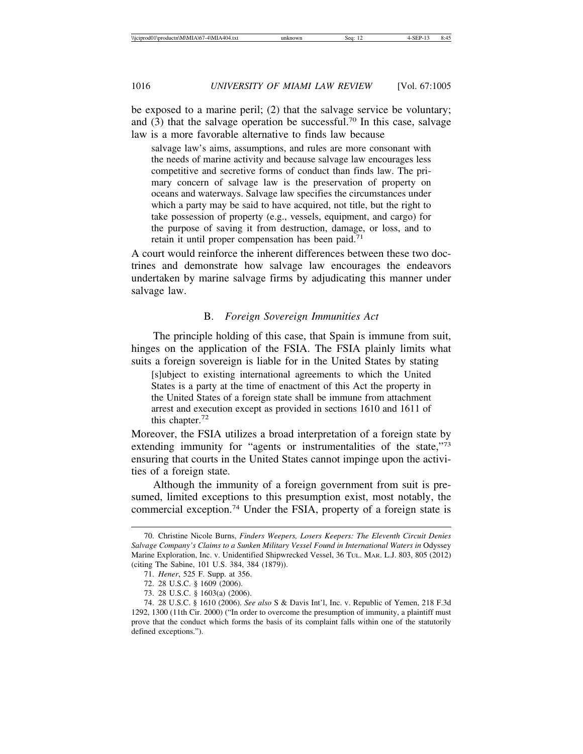be exposed to a marine peril; (2) that the salvage service be voluntary; and (3) that the salvage operation be successful.[70] In this case, salvage law is a more favorable alternative to finds law because

> salvage law's aims, assumptions, and rules are more consonant with the needs of marine activity and because salvage law encourages less competitive and secretive forms of conduct than finds law. The primary concern of salvage law is the preservation of property on oceans and waterways. Salvage law specifies the circumstances under which a party may be said to have acquired, not title, but the right to take possession of property (e.g., vessels, equipment, and cargo) for the purpose of saving it from destruction, damage, or loss, and to retain it until proper compensation has been paid.[71]

A court would reinforce the inherent differences between these two doctrines and demonstrate how salvage law encourages the endeavors undertaken by marine salvage firms by adjudicating this manner under salvage law.

### B. *Foreign Sovereign Immunities Act*

The principle holding of this case, that Spain is immune from suit, hinges on the application of the FSIA. The FSIA plainly limits what suits a foreign sovereign is liable for in the United States by stating

> [s]ubject to existing international agreements to which the United States is a party at the time of enactment of this Act the property in the United States of a foreign state shall be immune from attachment arrest and execution except as provided in sections 1610 and 1611 of this chapter.[72]

Moreover, the FSIA utilizes a broad interpretation of a foreign state by extending immunity for "agents or instrumentalities of the state,"[73] ensuring that courts in the United States cannot impinge upon the activities of a foreign state.

Although the immunity of a foreign government from suit is presumed, limited exceptions to this presumption exist, most notably, the commercial exception.[74] Under the FSIA, property of a foreign state is

---

70. Christine Nicole Burns, *Finders Weepers, Losers Keepers: The Eleventh Circuit Denies Salvage Company's Claims to a Sunken Military Vessel Found in International Waters in* Odyssey Marine Exploration, Inc. v. Unidentified Shipwrecked Vessel, 36 TUL. MAR. L.J. 803, 805 (2012) (citing The Sabine, 101 U.S. 384, 384 (1879)).

71. *Hener*, 525 F. Supp. at 356.

72. 28 U.S.C. § 1609 (2006).

73. 28 U.S.C. § 1603(a) (2006).

74. 28 U.S.C. § 1610 (2006). *See also* S & Davis Int'l, Inc. v. Republic of Yemen, 218 F.3d 1292, 1300 (11th Cir. 2000) ("In order to overcome the presumption of immunity, a plaintiff must prove that the conduct which forms the basis of its complaint falls within one of the statutorily defined exceptions.").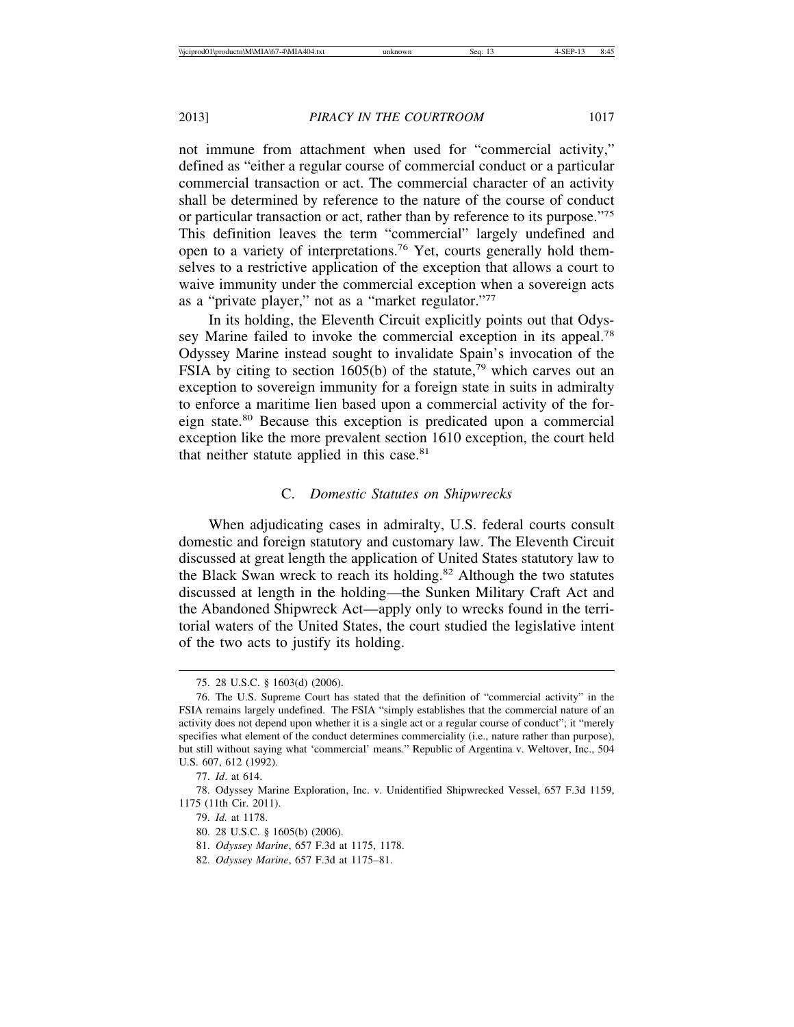not immune from attachment when used for "commercial activity," defined as "either a regular course of commercial conduct or a particular commercial transaction or act. The commercial character of an activity shall be determined by reference to the nature of the course of conduct or particular transaction or act, rather than by reference to its purpose."[75] This definition leaves the term "commercial" largely undefined and open to a variety of interpretations.[76] Yet, courts generally hold themselves to a restrictive application of the exception that allows a court to waive immunity under the commercial exception when a sovereign acts as a "private player," not as a "market regulator."[77]

In its holding, the Eleventh Circuit explicitly points out that Odyssey Marine failed to invoke the commercial exception in its appeal.[78] Odyssey Marine instead sought to invalidate Spain's invocation of the FSIA by citing to section 1605(b) of the statute,[79] which carves out an exception to sovereign immunity for a foreign state in suits in admiralty to enforce a maritime lien based upon a commercial activity of the foreign state.[80] Because this exception is predicated upon a commercial exception like the more prevalent section 1610 exception, the court held that neither statute applied in this case.[81]

### C. *Domestic Statutes on Shipwrecks*

When adjudicating cases in admiralty, U.S. federal courts consult domestic and foreign statutory and customary law. The Eleventh Circuit discussed at great length the application of United States statutory law to the Black Swan wreck to reach its holding.[82] Although the two statutes discussed at length in the holding—the Sunken Military Craft Act and the Abandoned Shipwreck Act—apply only to wrecks found in the territorial waters of the United States, the court studied the legislative intent of the two acts to justify its holding.

---

75. 28 U.S.C. § 1603(d) (2006).

76. The U.S. Supreme Court has stated that the definition of "commercial activity" in the FSIA remains largely undefined. The FSIA "simply establishes that the commercial nature of an activity does not depend upon whether it is a single act or a regular course of conduct"; it "merely specifies what element of the conduct determines commerciality (i.e., nature rather than purpose), but still without saying what 'commercial' means." Republic of Argentina v. Weltover, Inc., 504 U.S. 607, 612 (1992).

77. *Id*. at 614.

78. Odyssey Marine Exploration, Inc. v. Unidentified Shipwrecked Vessel, 657 F.3d 1159, 1175 (11th Cir. 2011).

79. *Id.* at 1178.

80. 28 U.S.C. § 1605(b) (2006).

81. *Odyssey Marine*, 657 F.3d at 1175, 1178.

82. *Odyssey Marine*, 657 F.3d at 1175–81.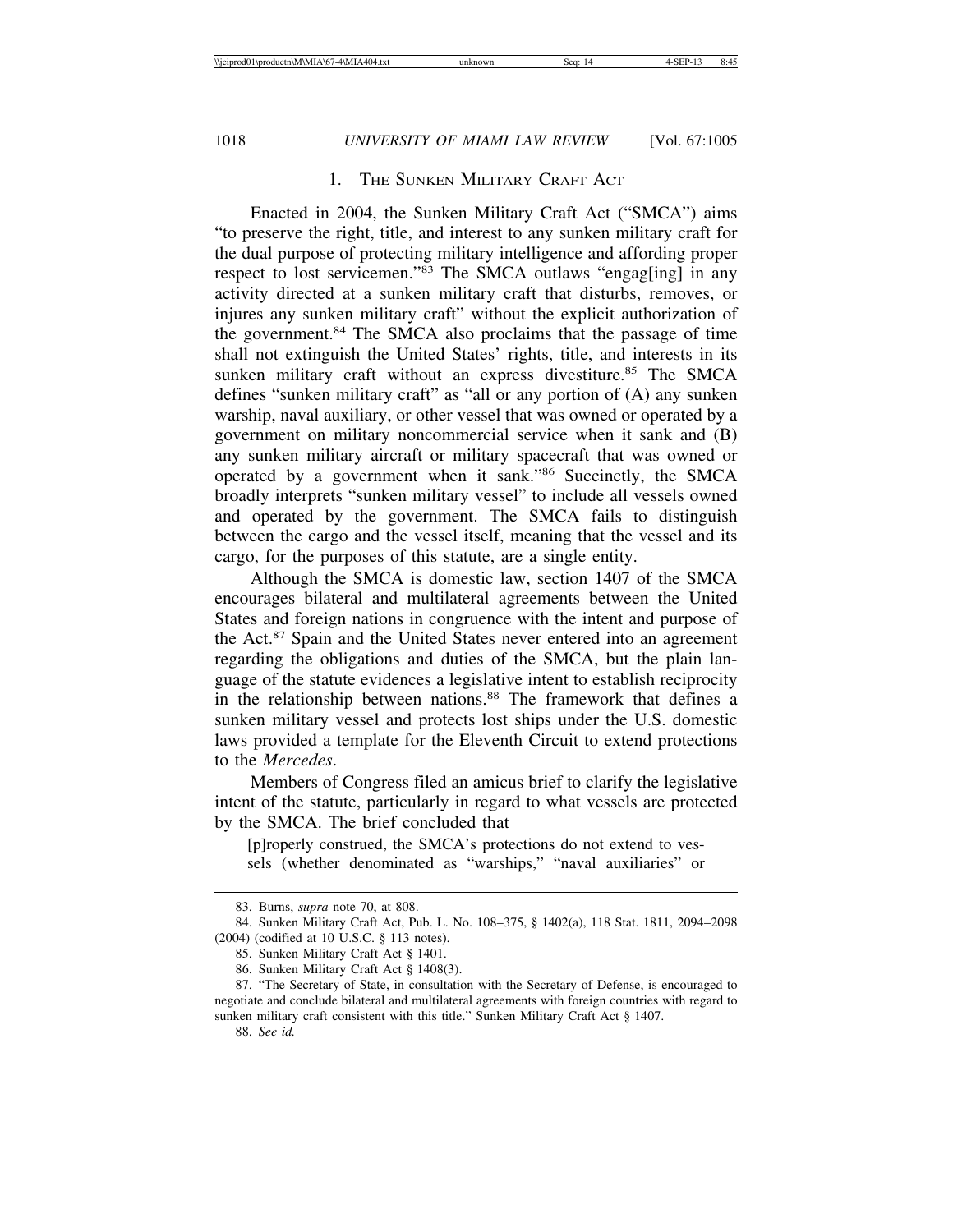### 1. The Sunken Military Craft Act

Enacted in 2004, the Sunken Military Craft Act ("SMCA") aims "to preserve the right, title, and interest to any sunken military craft for the dual purpose of protecting military intelligence and affording proper respect to lost servicemen."[83] The SMCA outlaws "engag[ing] in any activity directed at a sunken military craft that disturbs, removes, or injures any sunken military craft" without the explicit authorization of the government.[84] The SMCA also proclaims that the passage of time shall not extinguish the United States' rights, title, and interests in its sunken military craft without an express divestiture.[85] The SMCA defines "sunken military craft" as "all or any portion of (A) any sunken warship, naval auxiliary, or other vessel that was owned or operated by a government on military noncommercial service when it sank and (B) any sunken military aircraft or military spacecraft that was owned or operated by a government when it sank."[86] Succinctly, the SMCA broadly interprets "sunken military vessel" to include all vessels owned and operated by the government. The SMCA fails to distinguish between the cargo and the vessel itself, meaning that the vessel and its cargo, for the purposes of this statute, are a single entity.

Although the SMCA is domestic law, section 1407 of the SMCA encourages bilateral and multilateral agreements between the United States and foreign nations in congruence with the intent and purpose of the Act.[87] Spain and the United States never entered into an agreement regarding the obligations and duties of the SMCA, but the plain language of the statute evidences a legislative intent to establish reciprocity in the relationship between nations.[88] The framework that defines a sunken military vessel and protects lost ships under the U.S. domestic laws provided a template for the Eleventh Circuit to extend protections to the *Mercedes*.

Members of Congress filed an amicus brief to clarify the legislative intent of the statute, particularly in regard to what vessels are protected by the SMCA. The brief concluded that

> [p]roperly construed, the SMCA's protections do not extend to vessels (whether denominated as "warships," "naval auxiliaries" or

---

83. Burns, *supra* note 70, at 808.

84. Sunken Military Craft Act, Pub. L. No. 108–375, § 1402(a), 118 Stat. 1811, 2094–2098 (2004) (codified at 10 U.S.C. § 113 notes).

85. Sunken Military Craft Act § 1401.

86. Sunken Military Craft Act § 1408(3).

87. "The Secretary of State, in consultation with the Secretary of Defense, is encouraged to negotiate and conclude bilateral and multilateral agreements with foreign countries with regard to sunken military craft consistent with this title." Sunken Military Craft Act § 1407.

88. *See id.*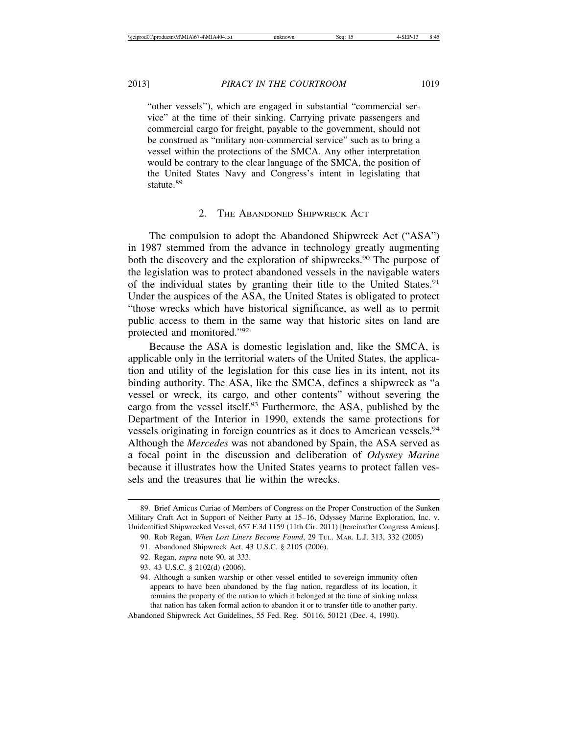"other vessels"), which are engaged in substantial "commercial service" at the time of their sinking. Carrying private passengers and commercial cargo for freight, payable to the government, should not be construed as "military non-commercial service" such as to bring a vessel within the protections of the SMCA. Any other interpretation would be contrary to the clear language of the SMCA, the position of the United States Navy and Congress's intent in legislating that statute.[89]

### 2. The Abandoned Shipwreck Act

The compulsion to adopt the Abandoned Shipwreck Act ("ASA") in 1987 stemmed from the advance in technology greatly augmenting both the discovery and the exploration of shipwrecks.[90] The purpose of the legislation was to protect abandoned vessels in the navigable waters of the individual states by granting their title to the United States.[91] Under the auspices of the ASA, the United States is obligated to protect "those wrecks which have historical significance, as well as to permit public access to them in the same way that historic sites on land are protected and monitored."[92]

Because the ASA is domestic legislation and, like the SMCA, is applicable only in the territorial waters of the United States, the application and utility of the legislation for this case lies in its intent, not its binding authority. The ASA, like the SMCA, defines a shipwreck as "a vessel or wreck, its cargo, and other contents" without severing the cargo from the vessel itself.[93] Furthermore, the ASA, published by the Department of the Interior in 1990, extends the same protections for vessels originating in foreign countries as it does to American vessels.[94] Although the *Mercedes* was not abandoned by Spain, the ASA served as a focal point in the discussion and deliberation of *Odyssey Marine* because it illustrates how the United States yearns to protect fallen vessels and the treasures that lie within the wrecks.

---

89. Brief Amicus Curiae of Members of Congress on the Proper Construction of the Sunken Military Craft Act in Support of Neither Party at 15–16, Odyssey Marine Exploration, Inc. v. Unidentified Shipwrecked Vessel, 657 F.3d 1159 (11th Cir. 2011) [hereinafter Congress Amicus].

90. Rob Regan, *When Lost Liners Become Found*, 29 Tul. Mar. L.J. 313, 332 (2005)

91. Abandoned Shipwreck Act, 43 U.S.C. § 2105 (2006).

92. Regan, *supra* note 90, at 333.

93. 43 U.S.C. § 2102(d) (2006).

94. Although a sunken warship or other vessel entitled to sovereign immunity often appears to have been abandoned by the flag nation, regardless of its location, it remains the property of the nation to which it belonged at the time of sinking unless that nation has taken formal action to abandon it or to transfer title to another party.

Abandoned Shipwreck Act Guidelines, 55 Fed. Reg. 50116, 50121 (Dec. 4, 1990).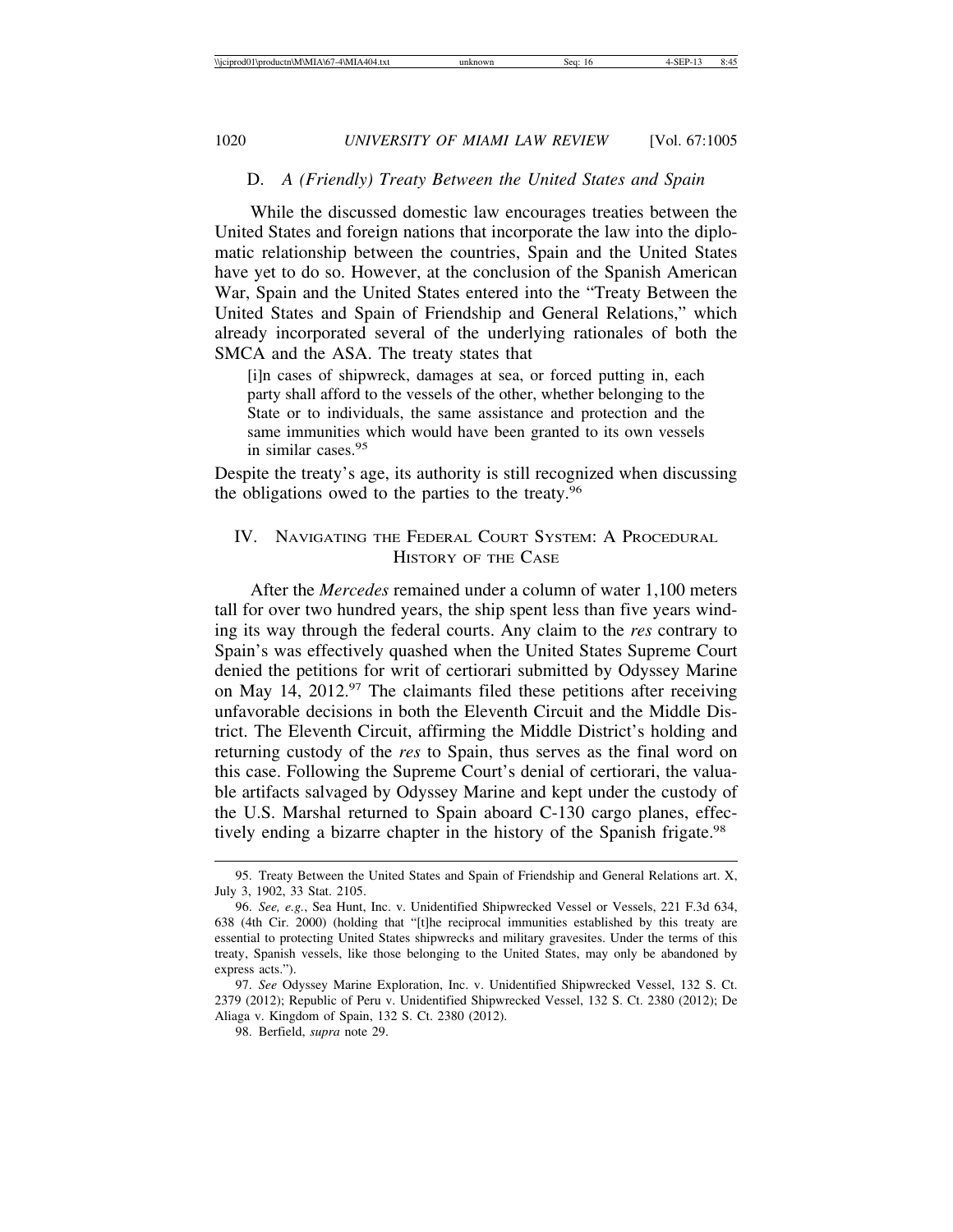### D. *A (Friendly) Treaty Between the United States and Spain*

While the discussed domestic law encourages treaties between the United States and foreign nations that incorporate the law into the diplomatic relationship between the countries, Spain and the United States have yet to do so. However, at the conclusion of the Spanish American War, Spain and the United States entered into the "Treaty Between the United States and Spain of Friendship and General Relations," which already incorporated several of the underlying rationales of both the SMCA and the ASA. The treaty states that

> [i]n cases of shipwreck, damages at sea, or forced putting in, each party shall afford to the vessels of the other, whether belonging to the State or to individuals, the same assistance and protection and the same immunities which would have been granted to its own vessels in similar cases.[95]

Despite the treaty's age, its authority is still recognized when discussing the obligations owed to the parties to the treaty.[96]

## IV. Navigating the Federal Court System: A Procedural History of the Case

After the *Mercedes* remained under a column of water 1,100 meters tall for over two hundred years, the ship spent less than five years winding its way through the federal courts. Any claim to the *res* contrary to Spain's was effectively quashed when the United States Supreme Court denied the petitions for writ of certiorari submitted by Odyssey Marine on May 14, 2012.[97] The claimants filed these petitions after receiving unfavorable decisions in both the Eleventh Circuit and the Middle District. The Eleventh Circuit, affirming the Middle District's holding and returning custody of the *res* to Spain, thus serves as the final word on this case. Following the Supreme Court's denial of certiorari, the valuable artifacts salvaged by Odyssey Marine and kept under the custody of the U.S. Marshal returned to Spain aboard C-130 cargo planes, effectively ending a bizarre chapter in the history of the Spanish frigate.[98]

---

95. Treaty Between the United States and Spain of Friendship and General Relations art. X, July 3, 1902, 33 Stat. 2105.

96. *See, e.g.*, Sea Hunt, Inc. v. Unidentified Shipwrecked Vessel or Vessels, 221 F.3d 634, 638 (4th Cir. 2000) (holding that "[t]he reciprocal immunities established by this treaty are essential to protecting United States shipwrecks and military gravesites. Under the terms of this treaty, Spanish vessels, like those belonging to the United States, may only be abandoned by express acts.").

97. *See* Odyssey Marine Exploration, Inc. v. Unidentified Shipwrecked Vessel, 132 S. Ct. 2379 (2012); Republic of Peru v. Unidentified Shipwrecked Vessel, 132 S. Ct. 2380 (2012); De Aliaga v. Kingdom of Spain, 132 S. Ct. 2380 (2012).

98. Berfield, *supra* note 29.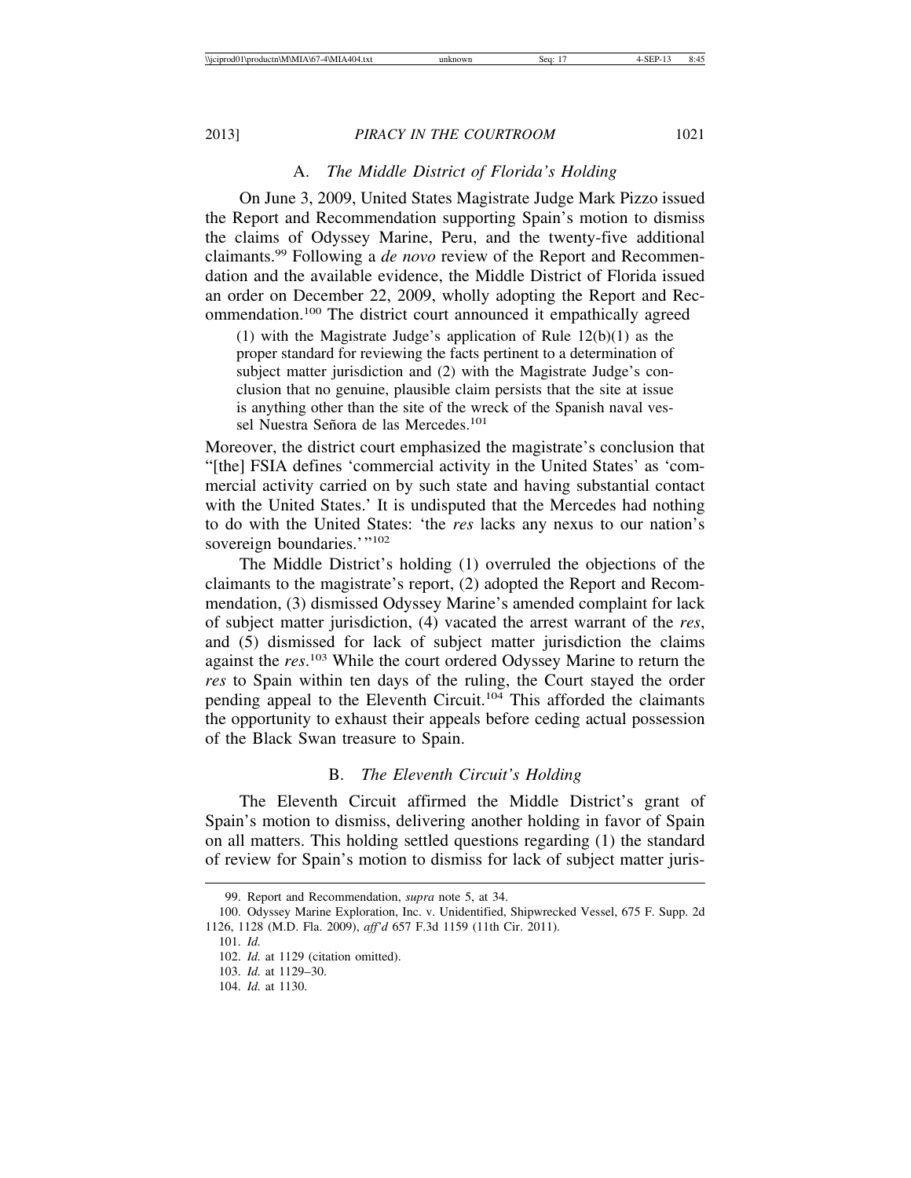### A. *The Middle District of Florida's Holding*

On June 3, 2009, United States Magistrate Judge Mark Pizzo issued the Report and Recommendation supporting Spain's motion to dismiss the claims of Odyssey Marine, Peru, and the twenty-five additional claimants.[99] Following a *de novo* review of the Report and Recommendation and the available evidence, the Middle District of Florida issued an order on December 22, 2009, wholly adopting the Report and Recommendation.[100] The district court announced it empathically agreed

> (1) with the Magistrate Judge's application of Rule 12(b)(1) as the proper standard for reviewing the facts pertinent to a determination of subject matter jurisdiction and (2) with the Magistrate Judge's conclusion that no genuine, plausible claim persists that the site at issue is anything other than the site of the wreck of the Spanish naval vessel Nuestra Señora de las Mercedes.[101]

Moreover, the district court emphasized the magistrate's conclusion that "[the] FSIA defines 'commercial activity in the United States' as 'commercial activity carried on by such state and having substantial contact with the United States.' It is undisputed that the Mercedes had nothing to do with the United States: 'the *res* lacks any nexus to our nation's sovereign boundaries.'"[102]

The Middle District's holding (1) overruled the objections of the claimants to the magistrate's report, (2) adopted the Report and Recommendation, (3) dismissed Odyssey Marine's amended complaint for lack of subject matter jurisdiction, (4) vacated the arrest warrant of the *res*, and (5) dismissed for lack of subject matter jurisdiction the claims against the *res*.[103] While the court ordered Odyssey Marine to return the *res* to Spain within ten days of the ruling, the Court stayed the order pending appeal to the Eleventh Circuit.[104] This afforded the claimants the opportunity to exhaust their appeals before ceding actual possession of the Black Swan treasure to Spain.

### B. *The Eleventh Circuit's Holding*

The Eleventh Circuit affirmed the Middle District's grant of Spain's motion to dismiss, delivering another holding in favor of Spain on all matters. This holding settled questions regarding (1) the standard of review for Spain's motion to dismiss for lack of subject matter juris-

---

99. Report and Recommendation, *supra* note 5, at 34.

100. Odyssey Marine Exploration, Inc. v. Unidentified, Shipwrecked Vessel, 675 F. Supp. 2d 1126, 1128 (M.D. Fla. 2009), *aff'd* 657 F.3d 1159 (11th Cir. 2011).

101. *Id.*

102. *Id.* at 1129 (citation omitted).

103. *Id.* at 1129–30.

104. *Id.* at 1130.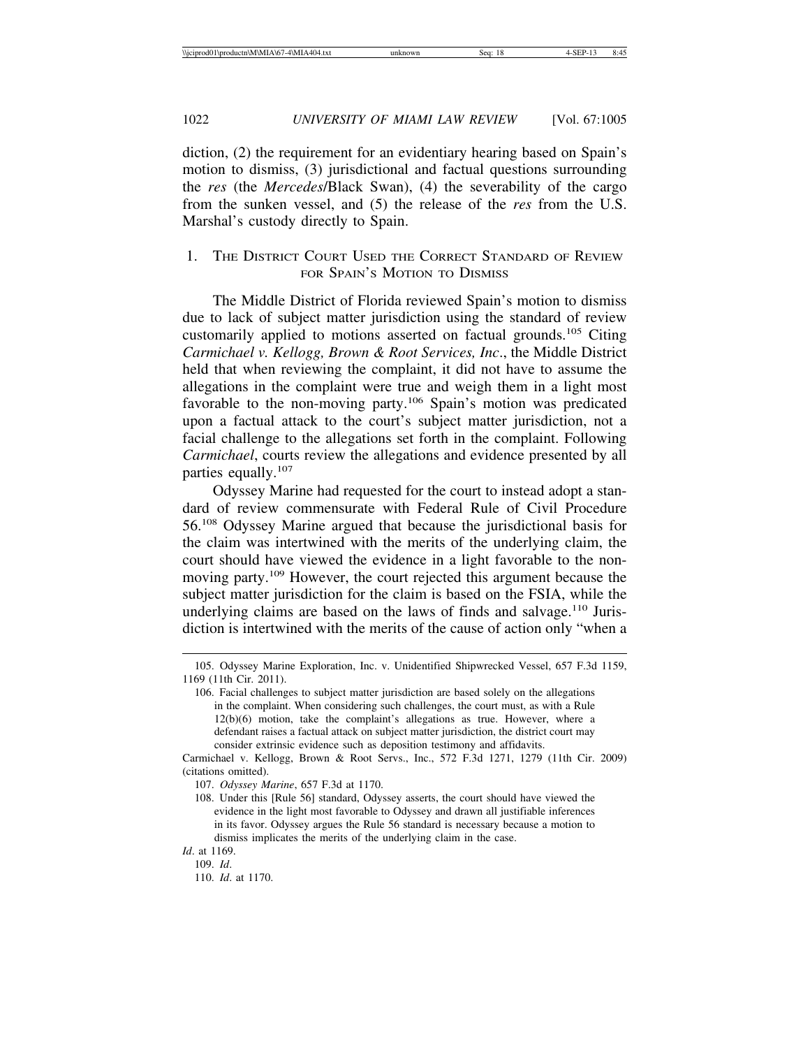diction, (2) the requirement for an evidentiary hearing based on Spain's motion to dismiss, (3) jurisdictional and factual questions surrounding the *res* (the *Mercedes*/Black Swan), (4) the severability of the cargo from the sunken vessel, and (5) the release of the *res* from the U.S. Marshal's custody directly to Spain.

### 1. The District Court Used the Correct Standard of Review for Spain's Motion to Dismiss

The Middle District of Florida reviewed Spain's motion to dismiss due to lack of subject matter jurisdiction using the standard of review customarily applied to motions asserted on factual grounds.[105] Citing *Carmichael v. Kellogg, Brown & Root Services, Inc*., the Middle District held that when reviewing the complaint, it did not have to assume the allegations in the complaint were true and weigh them in a light most favorable to the non-moving party.[106] Spain's motion was predicated upon a factual attack to the court's subject matter jurisdiction, not a facial challenge to the allegations set forth in the complaint. Following *Carmichael*, courts review the allegations and evidence presented by all parties equally.[107]

Odyssey Marine had requested for the court to instead adopt a standard of review commensurate with Federal Rule of Civil Procedure 56.[108] Odyssey Marine argued that because the jurisdictional basis for the claim was intertwined with the merits of the underlying claim, the court should have viewed the evidence in a light favorable to the non-moving party.[109] However, the court rejected this argument because the subject matter jurisdiction for the claim is based on the FSIA, while the underlying claims are based on the laws of finds and salvage.[110] Jurisdiction is intertwined with the merits of the cause of action only "when a

---

105. Odyssey Marine Exploration, Inc. v. Unidentified Shipwrecked Vessel, 657 F.3d 1159, 1169 (11th Cir. 2011).

106. Facial challenges to subject matter jurisdiction are based solely on the allegations in the complaint. When considering such challenges, the court must, as with a Rule 12(b)(6) motion, take the complaint's allegations as true. However, where a defendant raises a factual attack on subject matter jurisdiction, the district court may consider extrinsic evidence such as deposition testimony and affidavits.

Carmichael v. Kellogg, Brown & Root Servs., Inc., 572 F.3d 1271, 1279 (11th Cir. 2009) (citations omitted).

107. *Odyssey Marine*, 657 F.3d at 1170.

108. Under this [Rule 56] standard, Odyssey asserts, the court should have viewed the evidence in the light most favorable to Odyssey and drawn all justifiable inferences in its favor. Odyssey argues the Rule 56 standard is necessary because a motion to dismiss implicates the merits of the underlying claim in the case.

*Id*. at 1169.

109. *Id*.

110. *Id*. at 1170.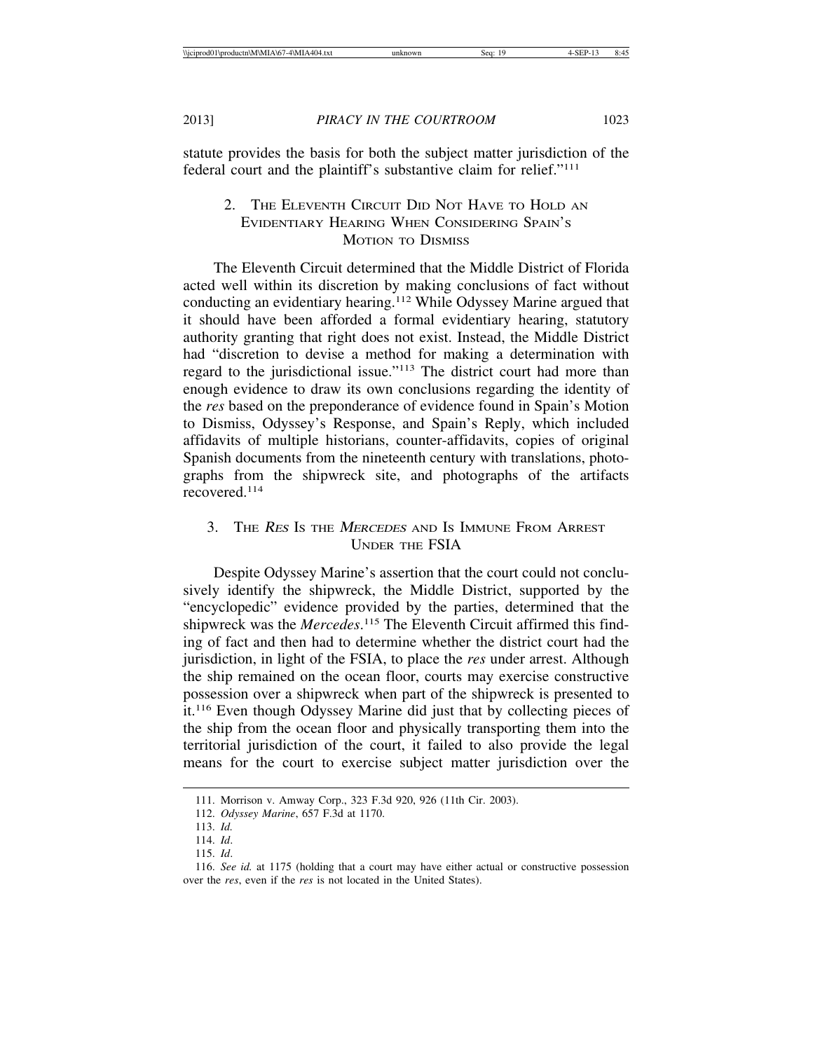statute provides the basis for both the subject matter jurisdiction of the federal court and the plaintiff's substantive claim for relief."[111]

### 2. The Eleventh Circuit Did Not Have to Hold an Evidentiary Hearing When Considering Spain's Motion to Dismiss

The Eleventh Circuit determined that the Middle District of Florida acted well within its discretion by making conclusions of fact without conducting an evidentiary hearing.[112] While Odyssey Marine argued that it should have been afforded a formal evidentiary hearing, statutory authority granting that right does not exist. Instead, the Middle District had "discretion to devise a method for making a determination with regard to the jurisdictional issue."[113] The district court had more than enough evidence to draw its own conclusions regarding the identity of the *res* based on the preponderance of evidence found in Spain's Motion to Dismiss, Odyssey's Response, and Spain's Reply, which included affidavits of multiple historians, counter-affidavits, copies of original Spanish documents from the nineteenth century with translations, photographs from the shipwreck site, and photographs of the artifacts recovered.[114]

### 3. The *Res* Is the *Mercedes* and Is Immune From Arrest Under the FSIA

Despite Odyssey Marine's assertion that the court could not conclusively identify the shipwreck, the Middle District, supported by the "encyclopedic" evidence provided by the parties, determined that the shipwreck was the *Mercedes*.[115] The Eleventh Circuit affirmed this finding of fact and then had to determine whether the district court had the jurisdiction, in light of the FSIA, to place the *res* under arrest. Although the ship remained on the ocean floor, courts may exercise constructive possession over a shipwreck when part of the shipwreck is presented to it.[116] Even though Odyssey Marine did just that by collecting pieces of the ship from the ocean floor and physically transporting them into the territorial jurisdiction of the court, it failed to also provide the legal means for the court to exercise subject matter jurisdiction over the

---

111. Morrison v. Amway Corp., 323 F.3d 920, 926 (11th Cir. 2003).

112. *Odyssey Marine*, 657 F.3d at 1170.

113. *Id.*

114. *Id*.

115. *Id*.

116. *See id.* at 1175 (holding that a court may have either actual or constructive possession over the *res*, even if the *res* is not located in the United States).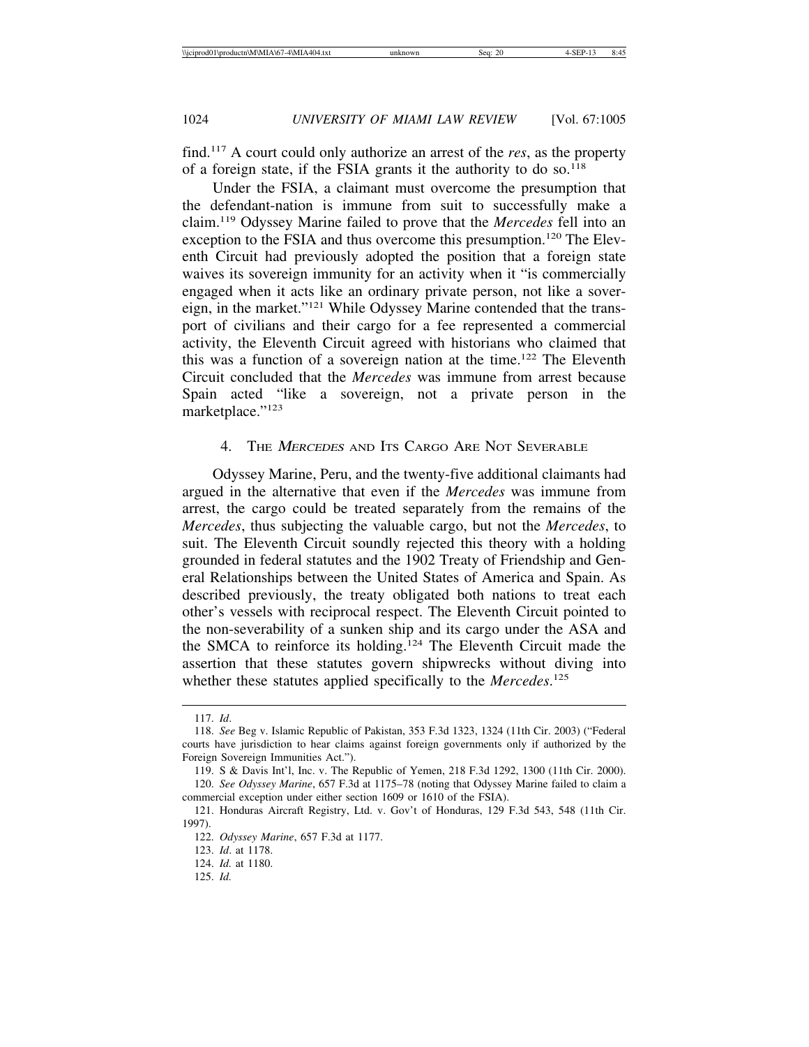find.[117] A court could only authorize an arrest of the *res*, as the property of a foreign state, if the FSIA grants it the authority to do so.[118]

Under the FSIA, a claimant must overcome the presumption that the defendant-nation is immune from suit to successfully make a claim.[119] Odyssey Marine failed to prove that the *Mercedes* fell into an exception to the FSIA and thus overcome this presumption.[120] The Eleventh Circuit had previously adopted the position that a foreign state waives its sovereign immunity for an activity when it "is commercially engaged when it acts like an ordinary private person, not like a sovereign, in the market."[121] While Odyssey Marine contended that the transport of civilians and their cargo for a fee represented a commercial activity, the Eleventh Circuit agreed with historians who claimed that this was a function of a sovereign nation at the time.[122] The Eleventh Circuit concluded that the *Mercedes* was immune from arrest because Spain acted "like a sovereign, not a private person in the marketplace."[123]

### 4. The *Mercedes* and Its Cargo Are Not Severable

Odyssey Marine, Peru, and the twenty-five additional claimants had argued in the alternative that even if the *Mercedes* was immune from arrest, the cargo could be treated separately from the remains of the *Mercedes*, thus subjecting the valuable cargo, but not the *Mercedes*, to suit. The Eleventh Circuit soundly rejected this theory with a holding grounded in federal statutes and the 1902 Treaty of Friendship and General Relationships between the United States of America and Spain. As described previously, the treaty obligated both nations to treat each other's vessels with reciprocal respect. The Eleventh Circuit pointed to the non-severability of a sunken ship and its cargo under the ASA and the SMCA to reinforce its holding.[124] The Eleventh Circuit made the assertion that these statutes govern shipwrecks without diving into whether these statutes applied specifically to the *Mercedes*.[125]

---

117. *Id*.

118. *See* Beg v. Islamic Republic of Pakistan, 353 F.3d 1323, 1324 (11th Cir. 2003) ("Federal courts have jurisdiction to hear claims against foreign governments only if authorized by the Foreign Sovereign Immunities Act.").

119. S & Davis Int'l, Inc. v. The Republic of Yemen, 218 F.3d 1292, 1300 (11th Cir. 2000).

120. *See Odyssey Marine*, 657 F.3d at 1175–78 (noting that Odyssey Marine failed to claim a commercial exception under either section 1609 or 1610 of the FSIA).

121. Honduras Aircraft Registry, Ltd. v. Gov't of Honduras, 129 F.3d 543, 548 (11th Cir. 1997).

122. *Odyssey Marine*, 657 F.3d at 1177.

123. *Id*. at 1178.

124. *Id.* at 1180.

125. *Id.*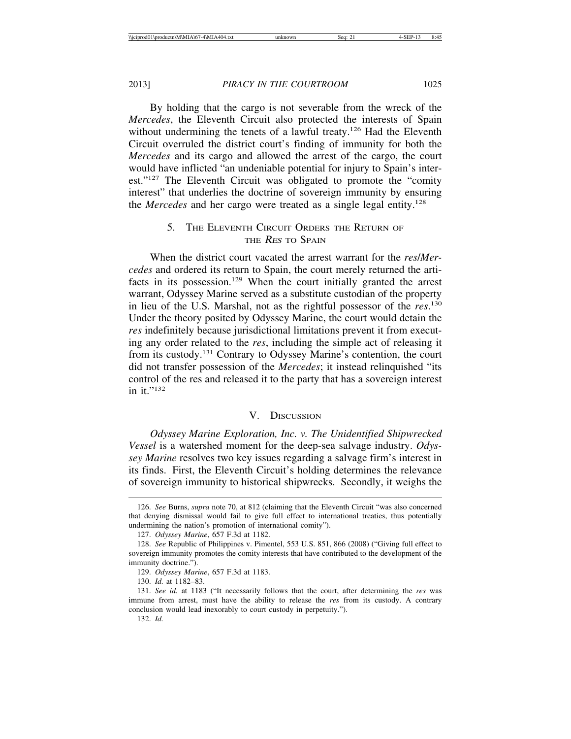By holding that the cargo is not severable from the wreck of the *Mercedes*, the Eleventh Circuit also protected the interests of Spain without undermining the tenets of a lawful treaty.[126] Had the Eleventh Circuit overruled the district court's finding of immunity for both the *Mercedes* and its cargo and allowed the arrest of the cargo, the court would have inflicted "an undeniable potential for injury to Spain's interest."[127] The Eleventh Circuit was obligated to promote the "comity interest" that underlies the doctrine of sovereign immunity by ensuring the *Mercedes* and her cargo were treated as a single legal entity.[128]

### 5. The Eleventh Circuit Orders the Return of the *Res* to Spain

When the district court vacated the arrest warrant for the *res*/*Mercedes* and ordered its return to Spain, the court merely returned the artifacts in its possession.[129] When the court initially granted the arrest warrant, Odyssey Marine served as a substitute custodian of the property in lieu of the U.S. Marshal, not as the rightful possessor of the *res*.[130] Under the theory posited by Odyssey Marine, the court would detain the *res* indefinitely because jurisdictional limitations prevent it from executing any order related to the *res*, including the simple act of releasing it from its custody.[131] Contrary to Odyssey Marine's contention, the court did not transfer possession of the *Mercedes*; it instead relinquished "its control of the res and released it to the party that has a sovereign interest in it."[132]

## V. Discussion

*Odyssey Marine Exploration, Inc. v. The Unidentified Shipwrecked Vessel* is a watershed moment for the deep-sea salvage industry. *Odyssey Marine* resolves two key issues regarding a salvage firm's interest in its finds. First, the Eleventh Circuit's holding determines the relevance of sovereign immunity to historical shipwrecks. Secondly, it weighs the

---

126. *See* Burns, *supra* note 70, at 812 (claiming that the Eleventh Circuit "was also concerned that denying dismissal would fail to give full effect to international treaties, thus potentially undermining the nation's promotion of international comity").

127. *Odyssey Marine*, 657 F.3d at 1182.

128. *See* Republic of Philippines v. Pimentel, 553 U.S. 851, 866 (2008) ("Giving full effect to sovereign immunity promotes the comity interests that have contributed to the development of the immunity doctrine.").

129. *Odyssey Marine*, 657 F.3d at 1183.

130. *Id.* at 1182–83.

131. *See id.* at 1183 ("It necessarily follows that the court, after determining the *res* was immune from arrest, must have the ability to release the *res* from its custody. A contrary conclusion would lead inexorably to court custody in perpetuity.").

132. *Id.*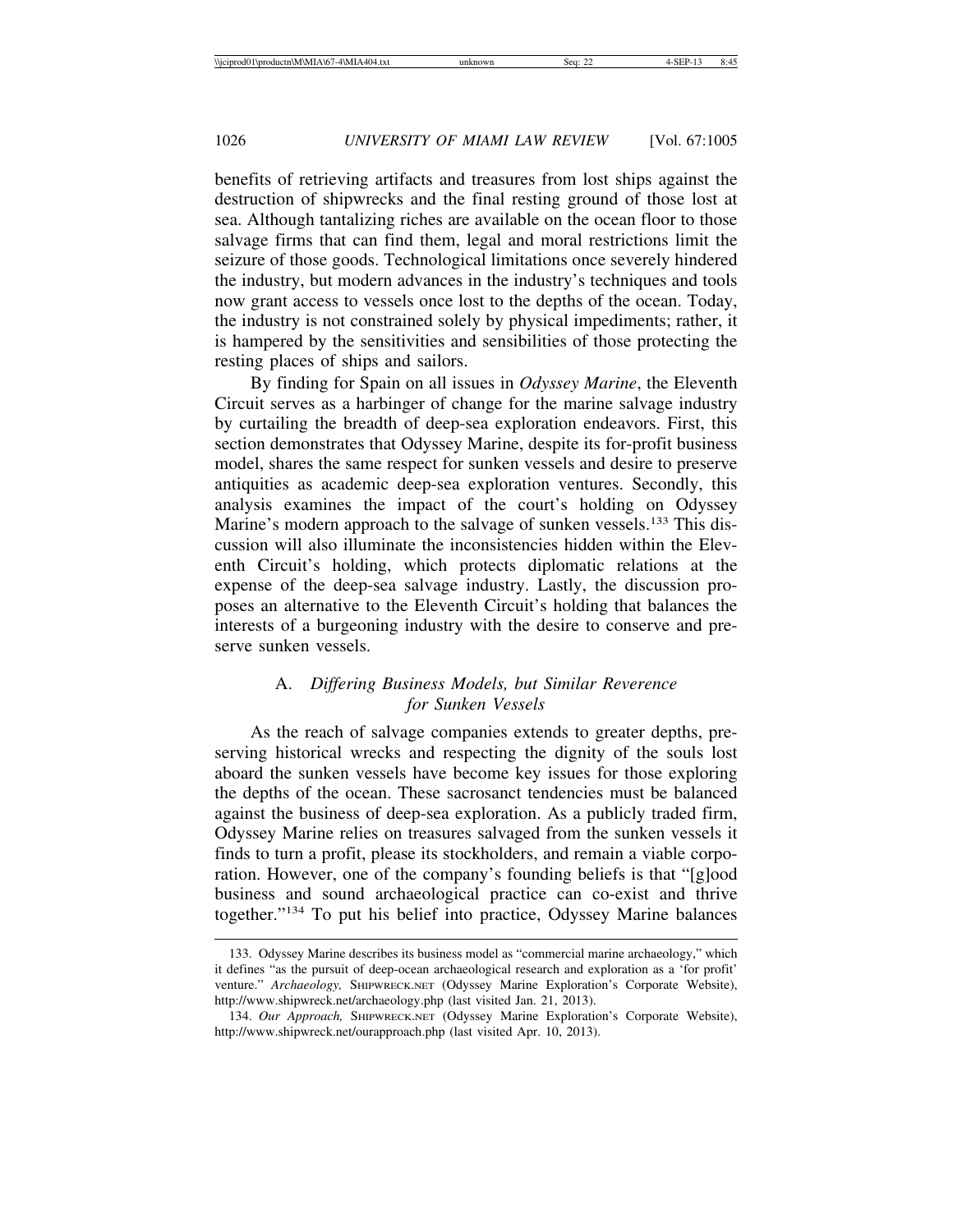benefits of retrieving artifacts and treasures from lost ships against the destruction of shipwrecks and the final resting ground of those lost at sea. Although tantalizing riches are available on the ocean floor to those salvage firms that can find them, legal and moral restrictions limit the seizure of those goods. Technological limitations once severely hindered the industry, but modern advances in the industry's techniques and tools now grant access to vessels once lost to the depths of the ocean. Today, the industry is not constrained solely by physical impediments; rather, it is hampered by the sensitivities and sensibilities of those protecting the resting places of ships and sailors.

By finding for Spain on all issues in *Odyssey Marine*, the Eleventh Circuit serves as a harbinger of change for the marine salvage industry by curtailing the breadth of deep-sea exploration endeavors. First, this section demonstrates that Odyssey Marine, despite its for-profit business model, shares the same respect for sunken vessels and desire to preserve antiquities as academic deep-sea exploration ventures. Secondly, this analysis examines the impact of the court's holding on Odyssey Marine's modern approach to the salvage of sunken vessels.[133] This discussion will also illuminate the inconsistencies hidden within the Eleventh Circuit's holding, which protects diplomatic relations at the expense of the deep-sea salvage industry. Lastly, the discussion proposes an alternative to the Eleventh Circuit's holding that balances the interests of a burgeoning industry with the desire to conserve and preserve sunken vessels.

### A. *Differing Business Models, but Similar Reverence for Sunken Vessels*

As the reach of salvage companies extends to greater depths, preserving historical wrecks and respecting the dignity of the souls lost aboard the sunken vessels have become key issues for those exploring the depths of the ocean. These sacrosanct tendencies must be balanced against the business of deep-sea exploration. As a publicly traded firm, Odyssey Marine relies on treasures salvaged from the sunken vessels it finds to turn a profit, please its stockholders, and remain a viable corporation. However, one of the company's founding beliefs is that "[g]ood business and sound archaeological practice can co-exist and thrive together."[134] To put his belief into practice, Odyssey Marine balances

---

133. Odyssey Marine describes its business model as "commercial marine archaeology," which it defines "as the pursuit of deep-ocean archaeological research and exploration as a 'for profit' venture." *Archaeology,* SHIPWRECK.NET (Odyssey Marine Exploration's Corporate Website), http://www.shipwreck.net/archaeology.php (last visited Jan. 21, 2013).

134. *Our Approach,* SHIPWRECK.NET (Odyssey Marine Exploration's Corporate Website), http://www.shipwreck.net/ourapproach.php (last visited Apr. 10, 2013).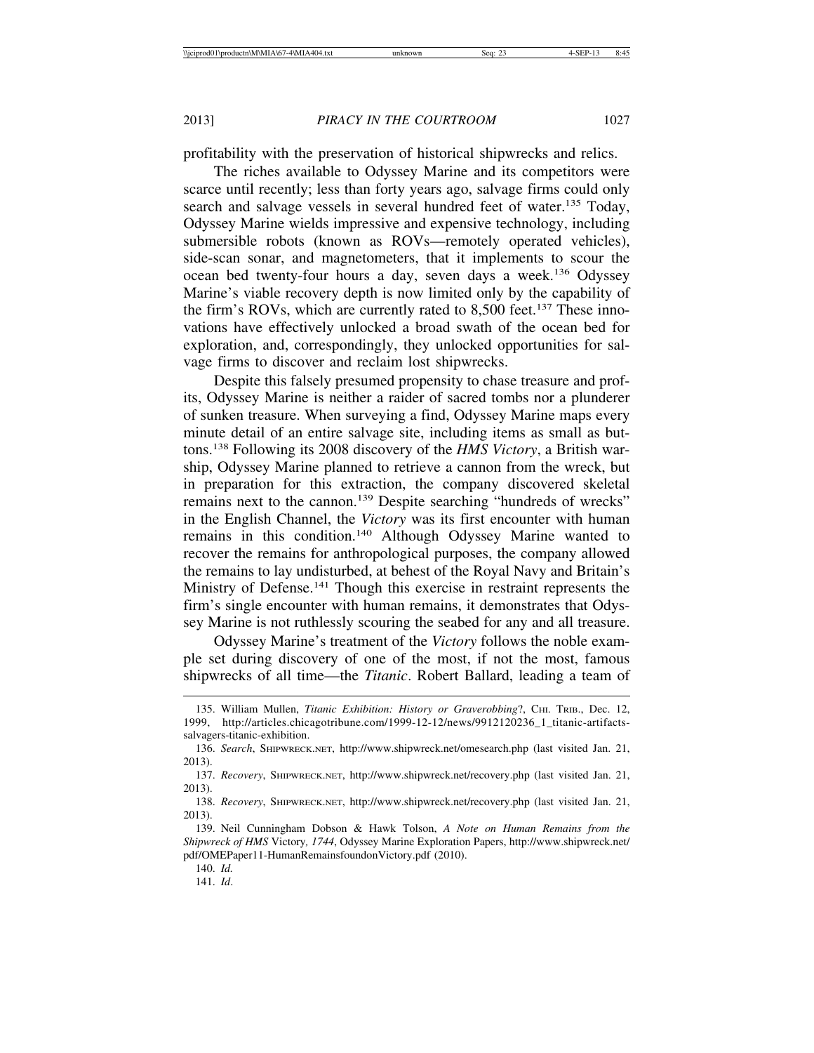profitability with the preservation of historical shipwrecks and relics.

The riches available to Odyssey Marine and its competitors were scarce until recently; less than forty years ago, salvage firms could only search and salvage vessels in several hundred feet of water.[135] Today, Odyssey Marine wields impressive and expensive technology, including submersible robots (known as ROVs—remotely operated vehicles), side-scan sonar, and magnetometers, that it implements to scour the ocean bed twenty-four hours a day, seven days a week.[136] Odyssey Marine's viable recovery depth is now limited only by the capability of the firm's ROVs, which are currently rated to 8,500 feet.[137] These innovations have effectively unlocked a broad swath of the ocean bed for exploration, and, correspondingly, they unlocked opportunities for salvage firms to discover and reclaim lost shipwrecks.

Despite this falsely presumed propensity to chase treasure and profits, Odyssey Marine is neither a raider of sacred tombs nor a plunderer of sunken treasure. When surveying a find, Odyssey Marine maps every minute detail of an entire salvage site, including items as small as buttons.[138] Following its 2008 discovery of the *HMS Victory*, a British warship, Odyssey Marine planned to retrieve a cannon from the wreck, but in preparation for this extraction, the company discovered skeletal remains next to the cannon.[139] Despite searching "hundreds of wrecks" in the English Channel, the *Victory* was its first encounter with human remains in this condition.[140] Although Odyssey Marine wanted to recover the remains for anthropological purposes, the company allowed the remains to lay undisturbed, at behest of the Royal Navy and Britain's Ministry of Defense.[141] Though this exercise in restraint represents the firm's single encounter with human remains, it demonstrates that Odyssey Marine is not ruthlessly scouring the seabed for any and all treasure.

Odyssey Marine's treatment of the *Victory* follows the noble example set during discovery of one of the most, if not the most, famous shipwrecks of all time—the *Titanic*. Robert Ballard, leading a team of

---

135. William Mullen, *Titanic Exhibition: History or Graverobbing*?, CHI. TRIB., Dec. 12, 1999, http://articles.chicagotribune.com/1999-12-12/news/9912120236_1_titanic-artifacts-salvagers-titanic-exhibition.

136. *Search*, SHIPWRECK.NET, http://www.shipwreck.net/omesearch.php (last visited Jan. 21, 2013).

137. *Recovery*, SHIPWRECK.NET, http://www.shipwreck.net/recovery.php (last visited Jan. 21, 2013).

138. *Recovery*, SHIPWRECK.NET, http://www.shipwreck.net/recovery.php (last visited Jan. 21, 2013).

139. Neil Cunningham Dobson & Hawk Tolson, *A Note on Human Remains from the Shipwreck of HMS* Victory*, 1744*, Odyssey Marine Exploration Papers, http://www.shipwreck.net/pdf/OMEPaper11-HumanRemainsfoundonVictory.pdf (2010).

140. *Id.*

141. *Id*.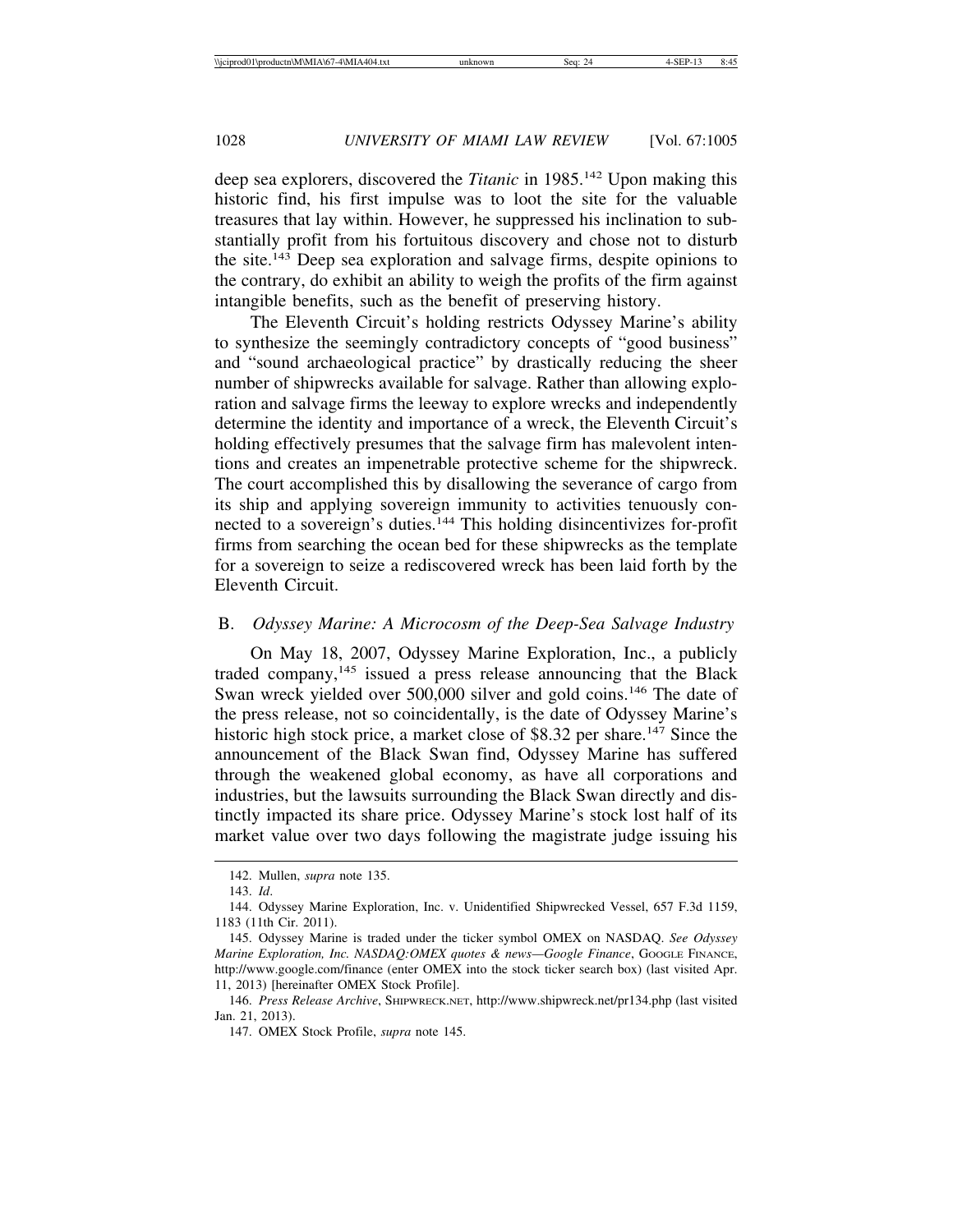deep sea explorers, discovered the *Titanic* in 1985.[142] Upon making this historic find, his first impulse was to loot the site for the valuable treasures that lay within. However, he suppressed his inclination to substantially profit from his fortuitous discovery and chose not to disturb the site.[143] Deep sea exploration and salvage firms, despite opinions to the contrary, do exhibit an ability to weigh the profits of the firm against intangible benefits, such as the benefit of preserving history.

The Eleventh Circuit's holding restricts Odyssey Marine's ability to synthesize the seemingly contradictory concepts of "good business" and "sound archaeological practice" by drastically reducing the sheer number of shipwrecks available for salvage. Rather than allowing exploration and salvage firms the leeway to explore wrecks and independently determine the identity and importance of a wreck, the Eleventh Circuit's holding effectively presumes that the salvage firm has malevolent intentions and creates an impenetrable protective scheme for the shipwreck. The court accomplished this by disallowing the severance of cargo from its ship and applying sovereign immunity to activities tenuously connected to a sovereign's duties.[144] This holding disincentivizes for-profit firms from searching the ocean bed for these shipwrecks as the template for a sovereign to seize a rediscovered wreck has been laid forth by the Eleventh Circuit.

### B. *Odyssey Marine: A Microcosm of the Deep-Sea Salvage Industry*

On May 18, 2007, Odyssey Marine Exploration, Inc., a publicly traded company,[145] issued a press release announcing that the Black Swan wreck yielded over 500,000 silver and gold coins.[146] The date of the press release, not so coincidentally, is the date of Odyssey Marine's historic high stock price, a market close of $8.32 per share.[147] Since the announcement of the Black Swan find, Odyssey Marine has suffered through the weakened global economy, as have all corporations and industries, but the lawsuits surrounding the Black Swan directly and distinctly impacted its share price. Odyssey Marine's stock lost half of its market value over two days following the magistrate judge issuing his

---

142. Mullen, *supra* note 135.

143. *Id*.

144. Odyssey Marine Exploration, Inc. v. Unidentified Shipwrecked Vessel, 657 F.3d 1159, 1183 (11th Cir. 2011).

145. Odyssey Marine is traded under the ticker symbol OMEX on NASDAQ. *See Odyssey Marine Exploration, Inc. NASDAQ:OMEX quotes & news—Google Finance*, GOOGLE FINANCE, http://www.google.com/finance (enter OMEX into the stock ticker search box) (last visited Apr. 11, 2013) [hereinafter OMEX Stock Profile].

146. *Press Release Archive*, SHIPWRECK.NET, http://www.shipwreck.net/pr134.php (last visited Jan. 21, 2013).

147. OMEX Stock Profile, *supra* note 145.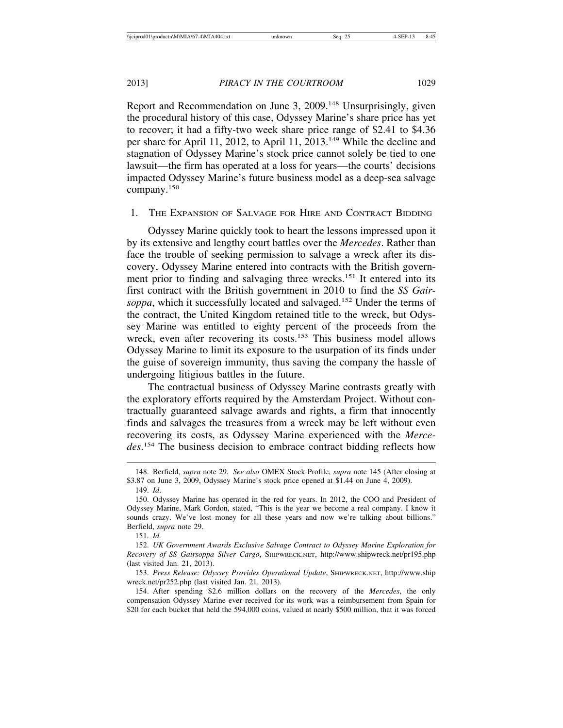Report and Recommendation on June 3, 2009.[148] Unsurprisingly, given the procedural history of this case, Odyssey Marine's share price has yet to recover; it had a fifty-two week share price range of $2.41 to $4.36 per share for April 11, 2012, to April 11, 2013.[149] While the decline and stagnation of Odyssey Marine's stock price cannot solely be tied to one lawsuit—the firm has operated at a loss for years—the courts' decisions impacted Odyssey Marine's future business model as a deep-sea salvage company.[150]

### 1. The Expansion of Salvage for Hire and Contract Bidding

Odyssey Marine quickly took to heart the lessons impressed upon it by its extensive and lengthy court battles over the *Mercedes*. Rather than face the trouble of seeking permission to salvage a wreck after its discovery, Odyssey Marine entered into contracts with the British government prior to finding and salvaging three wrecks.[151] It entered into its first contract with the British government in 2010 to find the *SS Gairsoppa*, which it successfully located and salvaged.[152] Under the terms of the contract, the United Kingdom retained title to the wreck, but Odyssey Marine was entitled to eighty percent of the proceeds from the wreck, even after recovering its costs.[153] This business model allows Odyssey Marine to limit its exposure to the usurpation of its finds under the guise of sovereign immunity, thus saving the company the hassle of undergoing litigious battles in the future.

The contractual business of Odyssey Marine contrasts greatly with the exploratory efforts required by the Amsterdam Project. Without contractually guaranteed salvage awards and rights, a firm that innocently finds and salvages the treasures from a wreck may be left without even recovering its costs, as Odyssey Marine experienced with the *Mercedes*.[154] The business decision to embrace contract bidding reflects how

---

148. Berfield, *supra* note 29. *See also* OMEX Stock Profile, *supra* note 145 (After closing at $3.87 on June 3, 2009, Odyssey Marine's stock price opened at $1.44 on June 4, 2009).

149. *Id*.

150. Odyssey Marine has operated in the red for years. In 2012, the COO and President of Odyssey Marine, Mark Gordon, stated, "This is the year we become a real company. I know it sounds crazy. We've lost money for all these years and now we're talking about billions." Berfield, *supra* note 29.

151. *Id.*

152. *UK Government Awards Exclusive Salvage Contract to Odyssey Marine Exploration for Recovery of SS Gairsoppa Silver Cargo*, Shipwreck.net, http://www.shipwreck.net/pr195.php (last visited Jan. 21, 2013).

153. *Press Release: Odyssey Provides Operational Update*, Shipwreck.net, http://www.shipwreck.net/pr252.php (last visited Jan. 21, 2013).

154. After spending $2.6 million dollars on the recovery of the *Mercedes*, the only compensation Odyssey Marine ever received for its work was a reimbursement from Spain for $20 for each bucket that held the 594,000 coins, valued at nearly $500 million, that it was forced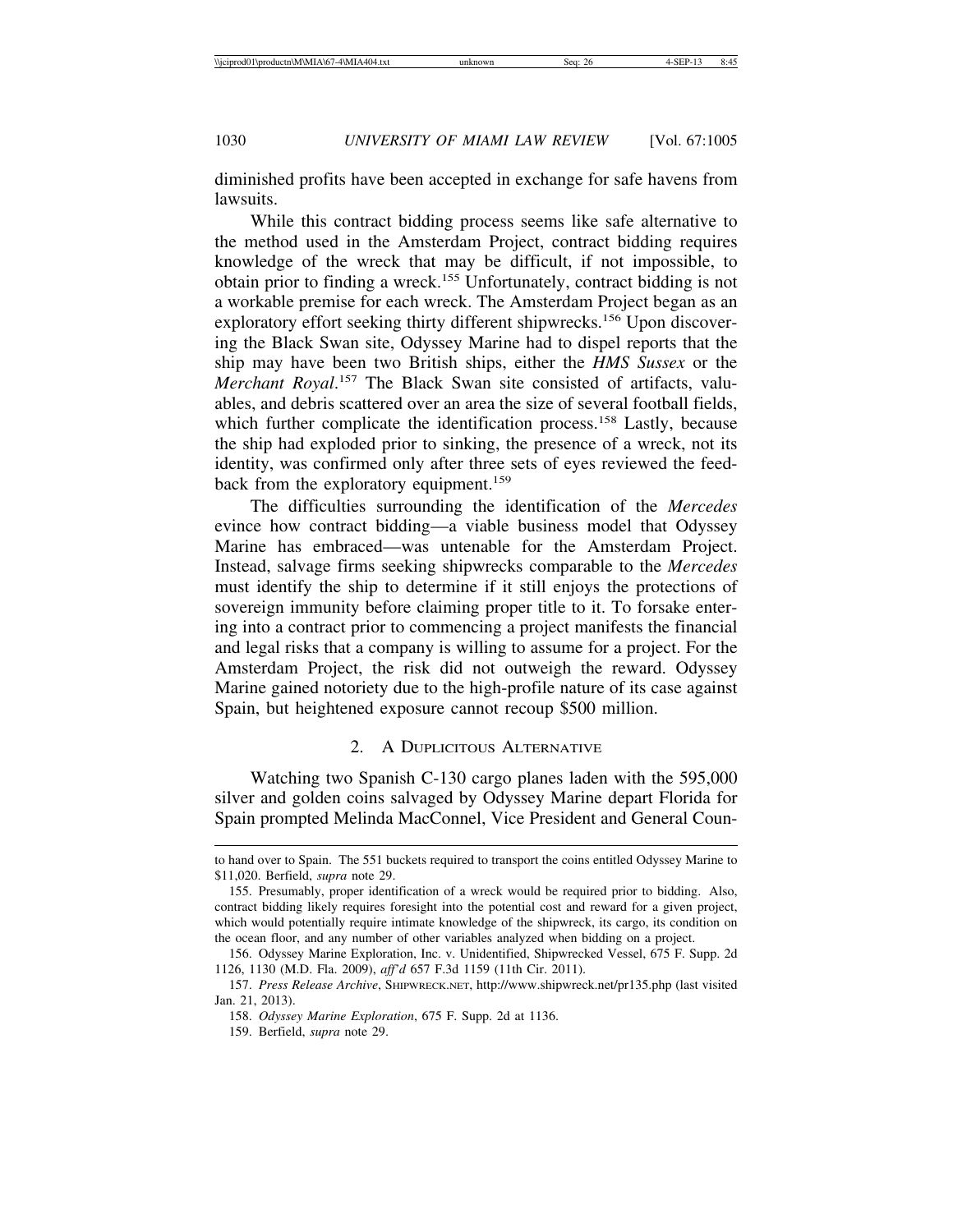diminished profits have been accepted in exchange for safe havens from lawsuits.

While this contract bidding process seems like safe alternative to the method used in the Amsterdam Project, contract bidding requires knowledge of the wreck that may be difficult, if not impossible, to obtain prior to finding a wreck.[155] Unfortunately, contract bidding is not a workable premise for each wreck. The Amsterdam Project began as an exploratory effort seeking thirty different shipwrecks.[156] Upon discovering the Black Swan site, Odyssey Marine had to dispel reports that the ship may have been two British ships, either the *HMS Sussex* or the *Merchant Royal*.[157] The Black Swan site consisted of artifacts, valuables, and debris scattered over an area the size of several football fields, which further complicate the identification process.[158] Lastly, because the ship had exploded prior to sinking, the presence of a wreck, not its identity, was confirmed only after three sets of eyes reviewed the feedback from the exploratory equipment.[159]

The difficulties surrounding the identification of the *Mercedes* evince how contract bidding—a viable business model that Odyssey Marine has embraced—was untenable for the Amsterdam Project. Instead, salvage firms seeking shipwrecks comparable to the *Mercedes* must identify the ship to determine if it still enjoys the protections of sovereign immunity before claiming proper title to it. To forsake entering into a contract prior to commencing a project manifests the financial and legal risks that a company is willing to assume for a project. For the Amsterdam Project, the risk did not outweigh the reward. Odyssey Marine gained notoriety due to the high-profile nature of its case against Spain, but heightened exposure cannot recoup $500 million.

### 2. A Duplicitous Alternative

Watching two Spanish C-130 cargo planes laden with the 595,000 silver and golden coins salvaged by Odyssey Marine depart Florida for Spain prompted Melinda MacConnel, Vice President and General Coun-

---

to hand over to Spain. The 551 buckets required to transport the coins entitled Odyssey Marine to $11,020. Berfield, *supra* note 29.

155. Presumably, proper identification of a wreck would be required prior to bidding. Also, contract bidding likely requires foresight into the potential cost and reward for a given project, which would potentially require intimate knowledge of the shipwreck, its cargo, its condition on the ocean floor, and any number of other variables analyzed when bidding on a project.

156. Odyssey Marine Exploration, Inc. v. Unidentified, Shipwrecked Vessel, 675 F. Supp. 2d 1126, 1130 (M.D. Fla. 2009), *aff'd* 657 F.3d 1159 (11th Cir. 2011).

157. *Press Release Archive*, Shipwreck.net, http://www.shipwreck.net/pr135.php (last visited Jan. 21, 2013).

158. *Odyssey Marine Exploration*, 675 F. Supp. 2d at 1136.

159. Berfield, *supra* note 29.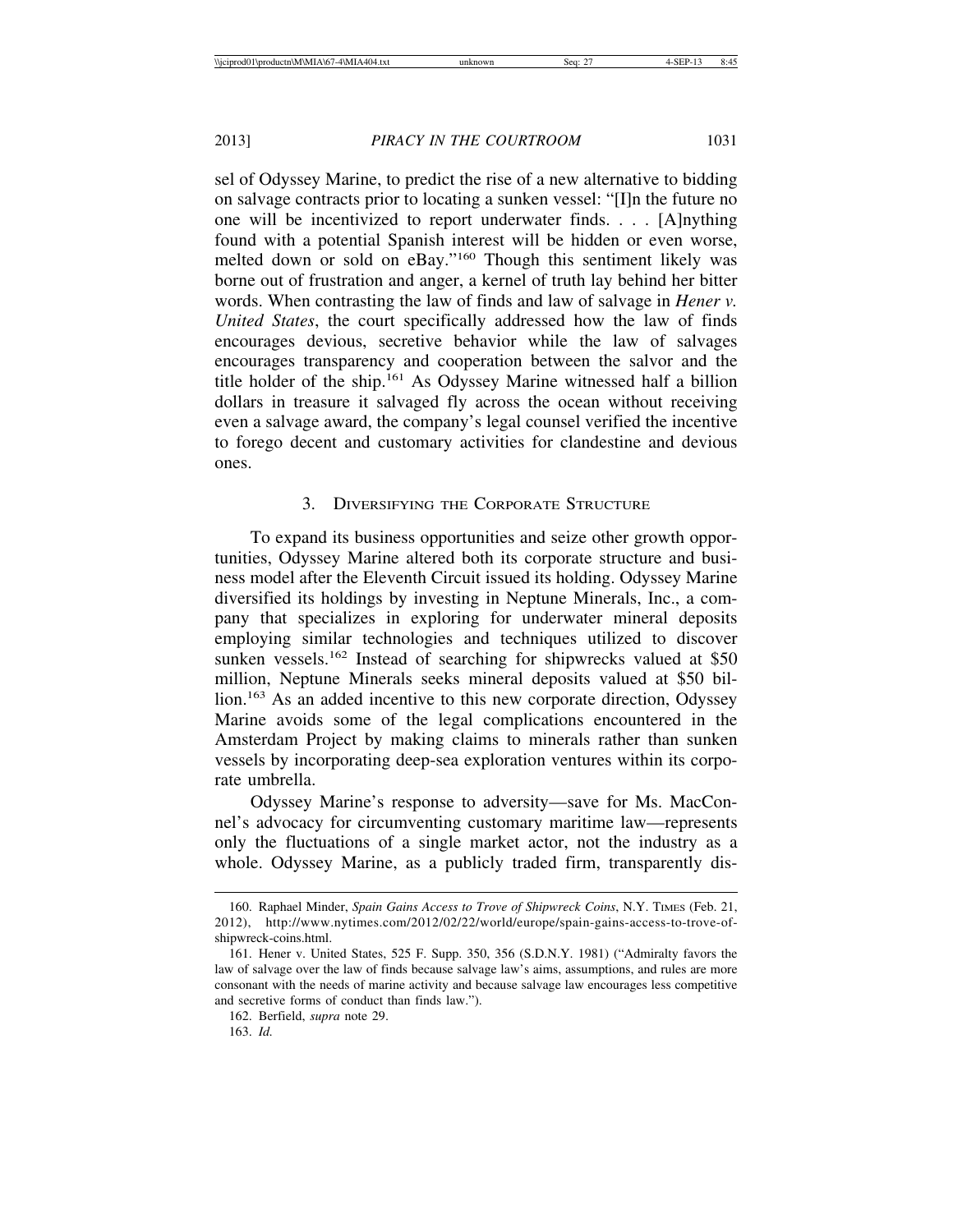sel of Odyssey Marine, to predict the rise of a new alternative to bidding on salvage contracts prior to locating a sunken vessel: "[I]n the future no one will be incentivized to report underwater finds. . . . [A]nything found with a potential Spanish interest will be hidden or even worse, melted down or sold on eBay."[160] Though this sentiment likely was borne out of frustration and anger, a kernel of truth lay behind her bitter words. When contrasting the law of finds and law of salvage in *Hener v. United States*, the court specifically addressed how the law of finds encourages devious, secretive behavior while the law of salvages encourages transparency and cooperation between the salvor and the title holder of the ship.[161] As Odyssey Marine witnessed half a billion dollars in treasure it salvaged fly across the ocean without receiving even a salvage award, the company's legal counsel verified the incentive to forego decent and customary activities for clandestine and devious ones.

### 3. Diversifying the Corporate Structure

To expand its business opportunities and seize other growth opportunities, Odyssey Marine altered both its corporate structure and business model after the Eleventh Circuit issued its holding. Odyssey Marine diversified its holdings by investing in Neptune Minerals, Inc., a company that specializes in exploring for underwater mineral deposits employing similar technologies and techniques utilized to discover sunken vessels.[162] Instead of searching for shipwrecks valued at $50 million, Neptune Minerals seeks mineral deposits valued at $50 billion.[163] As an added incentive to this new corporate direction, Odyssey Marine avoids some of the legal complications encountered in the Amsterdam Project by making claims to minerals rather than sunken vessels by incorporating deep-sea exploration ventures within its corporate umbrella.

Odyssey Marine's response to adversity—save for Ms. MacConnel's advocacy for circumventing customary maritime law—represents only the fluctuations of a single market actor, not the industry as a whole. Odyssey Marine, as a publicly traded firm, transparently dis-

---

160. Raphael Minder, *Spain Gains Access to Trove of Shipwreck Coins*, N.Y. Times (Feb. 21, 2012), http://www.nytimes.com/2012/02/22/world/europe/spain-gains-access-to-trove-of-shipwreck-coins.html.

161. Hener v. United States, 525 F. Supp. 350, 356 (S.D.N.Y. 1981) ("Admiralty favors the law of salvage over the law of finds because salvage law's aims, assumptions, and rules are more consonant with the needs of marine activity and because salvage law encourages less competitive and secretive forms of conduct than finds law.").

162. Berfield, *supra* note 29.

163. *Id.*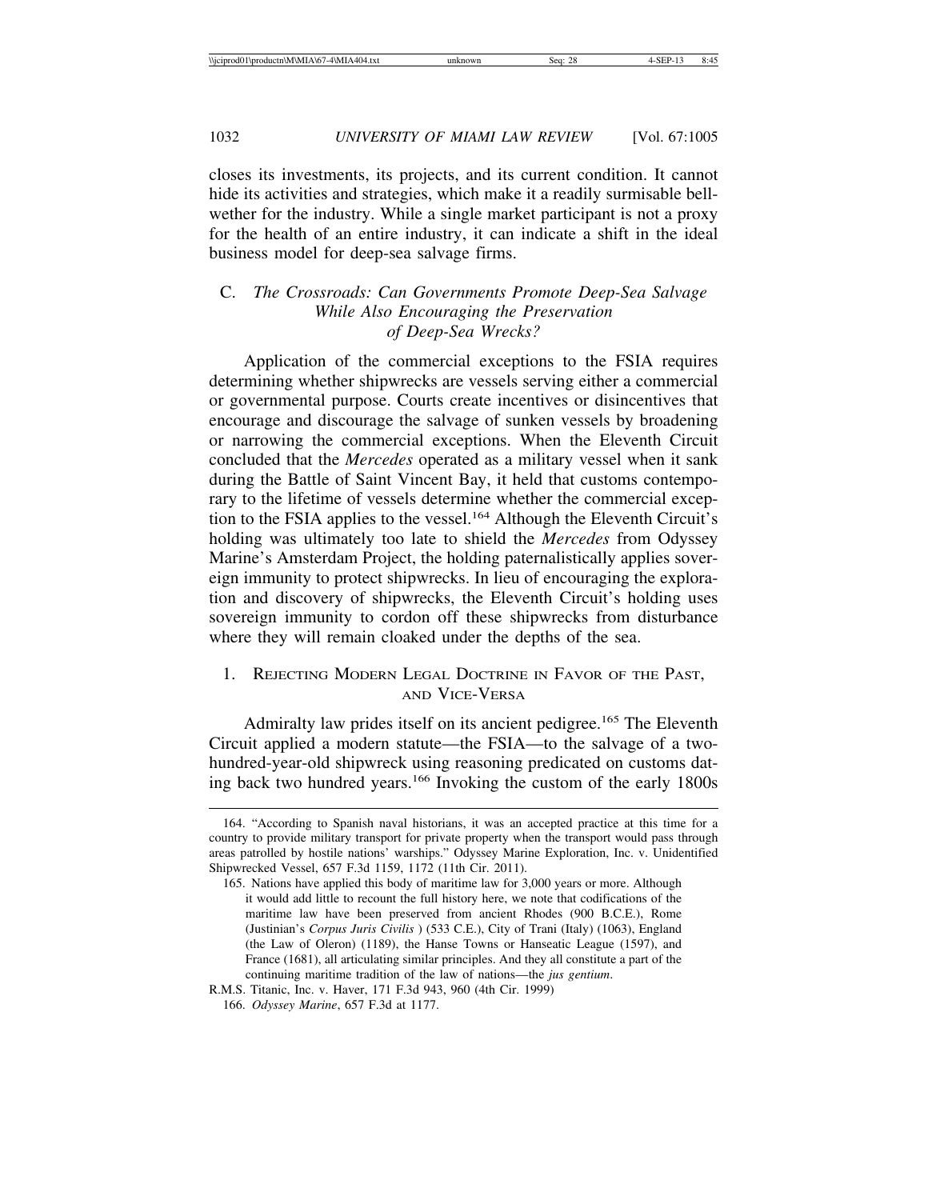closes its investments, its projects, and its current condition. It cannot hide its activities and strategies, which make it a readily surmisable bellwether for the industry. While a single market participant is not a proxy for the health of an entire industry, it can indicate a shift in the ideal business model for deep-sea salvage firms.

### C. *The Crossroads: Can Governments Promote Deep-Sea Salvage While Also Encouraging the Preservation of Deep-Sea Wrecks?*

Application of the commercial exceptions to the FSIA requires determining whether shipwrecks are vessels serving either a commercial or governmental purpose. Courts create incentives or disincentives that encourage and discourage the salvage of sunken vessels by broadening or narrowing the commercial exceptions. When the Eleventh Circuit concluded that the *Mercedes* operated as a military vessel when it sank during the Battle of Saint Vincent Bay, it held that customs contemporary to the lifetime of vessels determine whether the commercial exception to the FSIA applies to the vessel.[164] Although the Eleventh Circuit's holding was ultimately too late to shield the *Mercedes* from Odyssey Marine's Amsterdam Project, the holding paternalistically applies sovereign immunity to protect shipwrecks. In lieu of encouraging the exploration and discovery of shipwrecks, the Eleventh Circuit's holding uses sovereign immunity to cordon off these shipwrecks from disturbance where they will remain cloaked under the depths of the sea.

#### 1. Rejecting Modern Legal Doctrine in Favor of the Past, and Vice-Versa

Admiralty law prides itself on its ancient pedigree.[165] The Eleventh Circuit applied a modern statute—the FSIA—to the salvage of a two-hundred-year-old shipwreck using reasoning predicated on customs dating back two hundred years.[166] Invoking the custom of the early 1800s

---

164. "According to Spanish naval historians, it was an accepted practice at this time for a country to provide military transport for private property when the transport would pass through areas patrolled by hostile nations' warships." Odyssey Marine Exploration, Inc. v. Unidentified Shipwrecked Vessel, 657 F.3d 1159, 1172 (11th Cir. 2011).

165. Nations have applied this body of maritime law for 3,000 years or more. Although it would add little to recount the full history here, we note that codifications of the maritime law have been preserved from ancient Rhodes (900 B.C.E.), Rome (Justinian's *Corpus Juris Civilis* ) (533 C.E.), City of Trani (Italy) (1063), England (the Law of Oleron) (1189), the Hanse Towns or Hanseatic League (1597), and France (1681), all articulating similar principles. And they all constitute a part of the continuing maritime tradition of the law of nations—the *jus gentium*.

R.M.S. Titanic, Inc. v. Haver, 171 F.3d 943, 960 (4th Cir. 1999)

166. *Odyssey Marine*, 657 F.3d at 1177.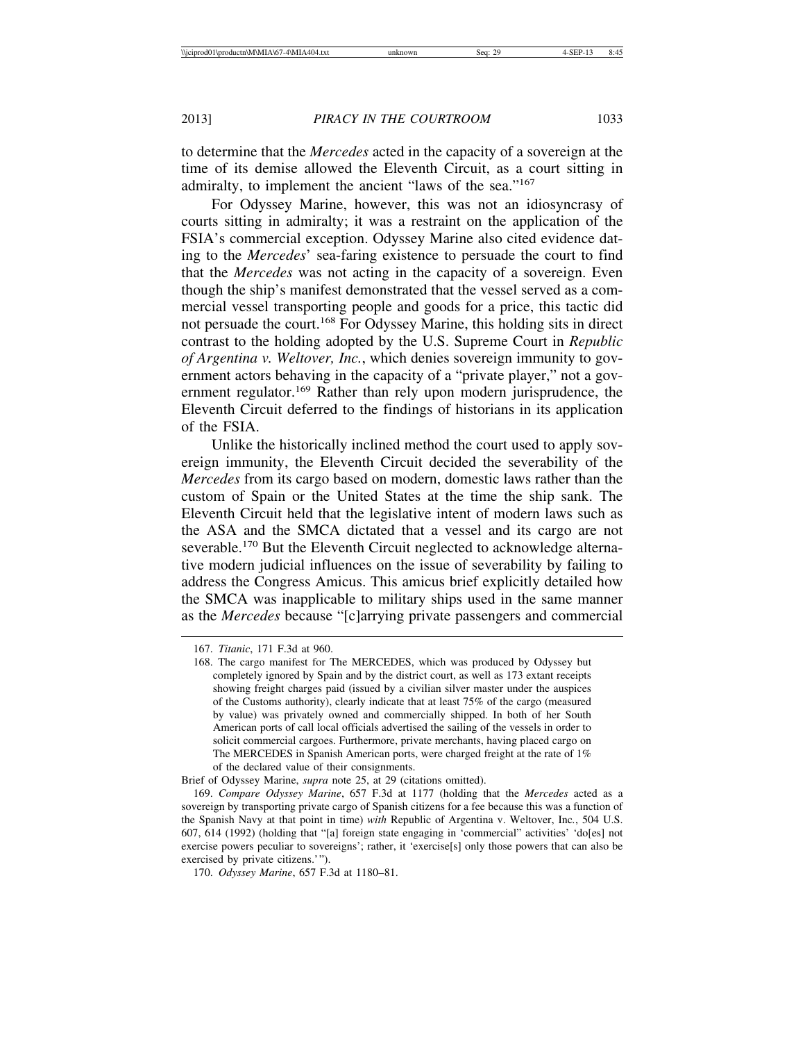to determine that the *Mercedes* acted in the capacity of a sovereign at the time of its demise allowed the Eleventh Circuit, as a court sitting in admiralty, to implement the ancient "laws of the sea."[167]

For Odyssey Marine, however, this was not an idiosyncrasy of courts sitting in admiralty; it was a restraint on the application of the FSIA's commercial exception. Odyssey Marine also cited evidence dating to the *Mercedes*' sea-faring existence to persuade the court to find that the *Mercedes* was not acting in the capacity of a sovereign. Even though the ship's manifest demonstrated that the vessel served as a commercial vessel transporting people and goods for a price, this tactic did not persuade the court.[168] For Odyssey Marine, this holding sits in direct contrast to the holding adopted by the U.S. Supreme Court in *Republic of Argentina v. Weltover, Inc.*, which denies sovereign immunity to government actors behaving in the capacity of a "private player," not a government regulator.[169] Rather than rely upon modern jurisprudence, the Eleventh Circuit deferred to the findings of historians in its application of the FSIA.

Unlike the historically inclined method the court used to apply sovereign immunity, the Eleventh Circuit decided the severability of the *Mercedes* from its cargo based on modern, domestic laws rather than the custom of Spain or the United States at the time the ship sank. The Eleventh Circuit held that the legislative intent of modern laws such as the ASA and the SMCA dictated that a vessel and its cargo are not severable.[170] But the Eleventh Circuit neglected to acknowledge alternative modern judicial influences on the issue of severability by failing to address the Congress Amicus. This amicus brief explicitly detailed how the SMCA was inapplicable to military ships used in the same manner as the *Mercedes* because "[c]arrying private passengers and commercial

---

167. *Titanic*, 171 F.3d at 960.

168. The cargo manifest for The MERCEDES, which was produced by Odyssey but completely ignored by Spain and by the district court, as well as 173 extant receipts showing freight charges paid (issued by a civilian silver master under the auspices of the Customs authority), clearly indicate that at least 75% of the cargo (measured by value) was privately owned and commercially shipped. In both of her South American ports of call local officials advertised the sailing of the vessels in order to solicit commercial cargoes. Furthermore, private merchants, having placed cargo on The MERCEDES in Spanish American ports, were charged freight at the rate of 1% of the declared value of their consignments.

Brief of Odyssey Marine, *supra* note 25, at 29 (citations omitted).

169. *Compare Odyssey Marine*, 657 F.3d at 1177 (holding that the *Mercedes* acted as a sovereign by transporting private cargo of Spanish citizens for a fee because this was a function of the Spanish Navy at that point in time) *with* Republic of Argentina v. Weltover, Inc., 504 U.S. 607, 614 (1992) (holding that "[a] foreign state engaging in 'commercial' activities' 'do[es] not exercise powers peculiar to sovereigns'; rather, it 'exercise[s] only those powers that can also be exercised by private citizens.'").

170. *Odyssey Marine*, 657 F.3d at 1180–81.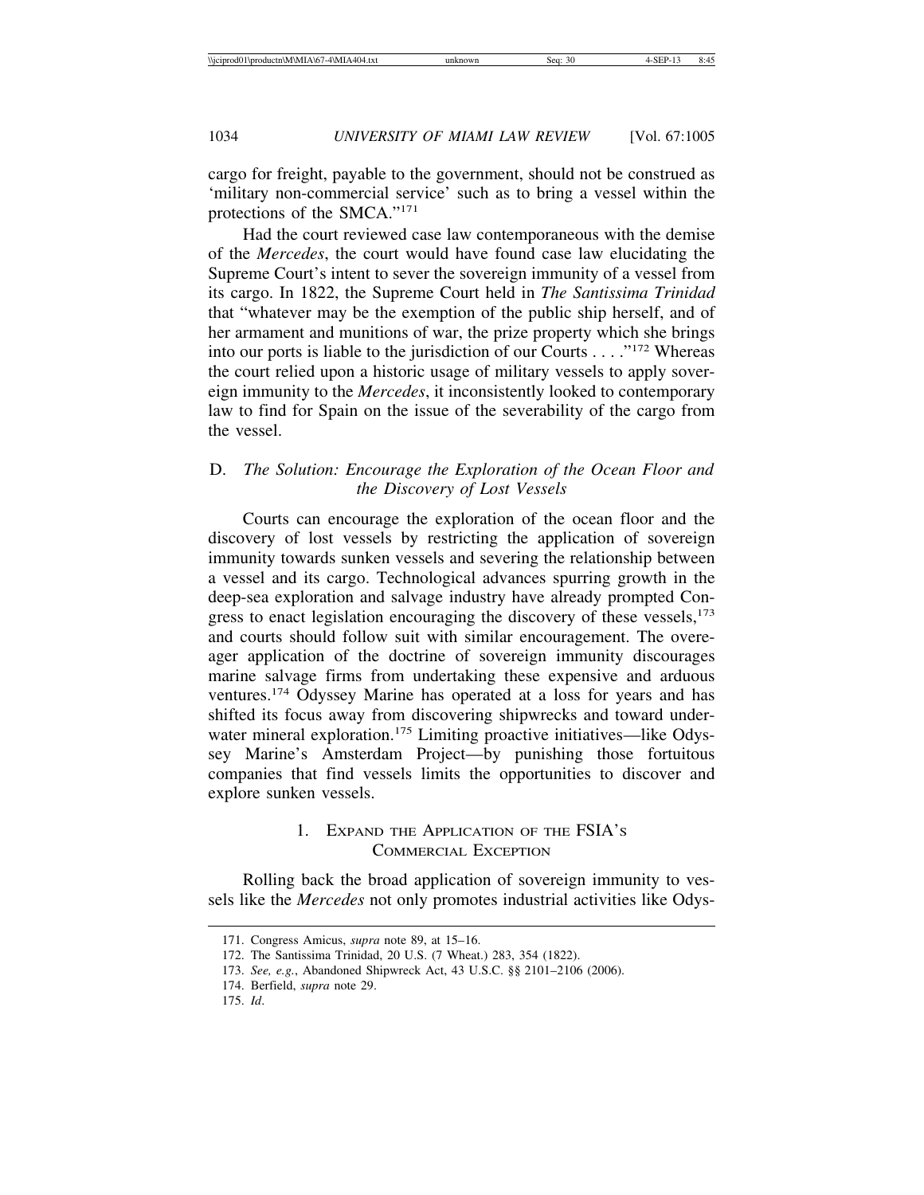cargo for freight, payable to the government, should not be construed as 'military non-commercial service' such as to bring a vessel within the protections of the SMCA."[171]

Had the court reviewed case law contemporaneous with the demise of the *Mercedes*, the court would have found case law elucidating the Supreme Court's intent to sever the sovereign immunity of a vessel from its cargo. In 1822, the Supreme Court held in *The Santissima Trinidad* that "whatever may be the exemption of the public ship herself, and of her armament and munitions of war, the prize property which she brings into our ports is liable to the jurisdiction of our Courts . . . ."[172] Whereas the court relied upon a historic usage of military vessels to apply sovereign immunity to the *Mercedes*, it inconsistently looked to contemporary law to find for Spain on the issue of the severability of the cargo from the vessel.

### D. *The Solution: Encourage the Exploration of the Ocean Floor and the Discovery of Lost Vessels*

Courts can encourage the exploration of the ocean floor and the discovery of lost vessels by restricting the application of sovereign immunity towards sunken vessels and severing the relationship between a vessel and its cargo. Technological advances spurring growth in the deep-sea exploration and salvage industry have already prompted Congress to enact legislation encouraging the discovery of these vessels,[173] and courts should follow suit with similar encouragement. The overeager application of the doctrine of sovereign immunity discourages marine salvage firms from undertaking these expensive and arduous ventures.[174] Odyssey Marine has operated at a loss for years and has shifted its focus away from discovering shipwrecks and toward underwater mineral exploration.[175] Limiting proactive initiatives—like Odyssey Marine's Amsterdam Project—by punishing those fortuitous companies that find vessels limits the opportunities to discover and explore sunken vessels.

#### 1. Expand the Application of the FSIA's Commercial Exception

Rolling back the broad application of sovereign immunity to vessels like the *Mercedes* not only promotes industrial activities like Odys-

171. Congress Amicus, *supra* note 89, at 15–16.

172. The Santissima Trinidad, 20 U.S. (7 Wheat.) 283, 354 (1822).

173. *See, e.g.*, Abandoned Shipwreck Act, 43 U.S.C. §§ 2101–2106 (2006).

174. Berfield, *supra* note 29.

175. *Id*.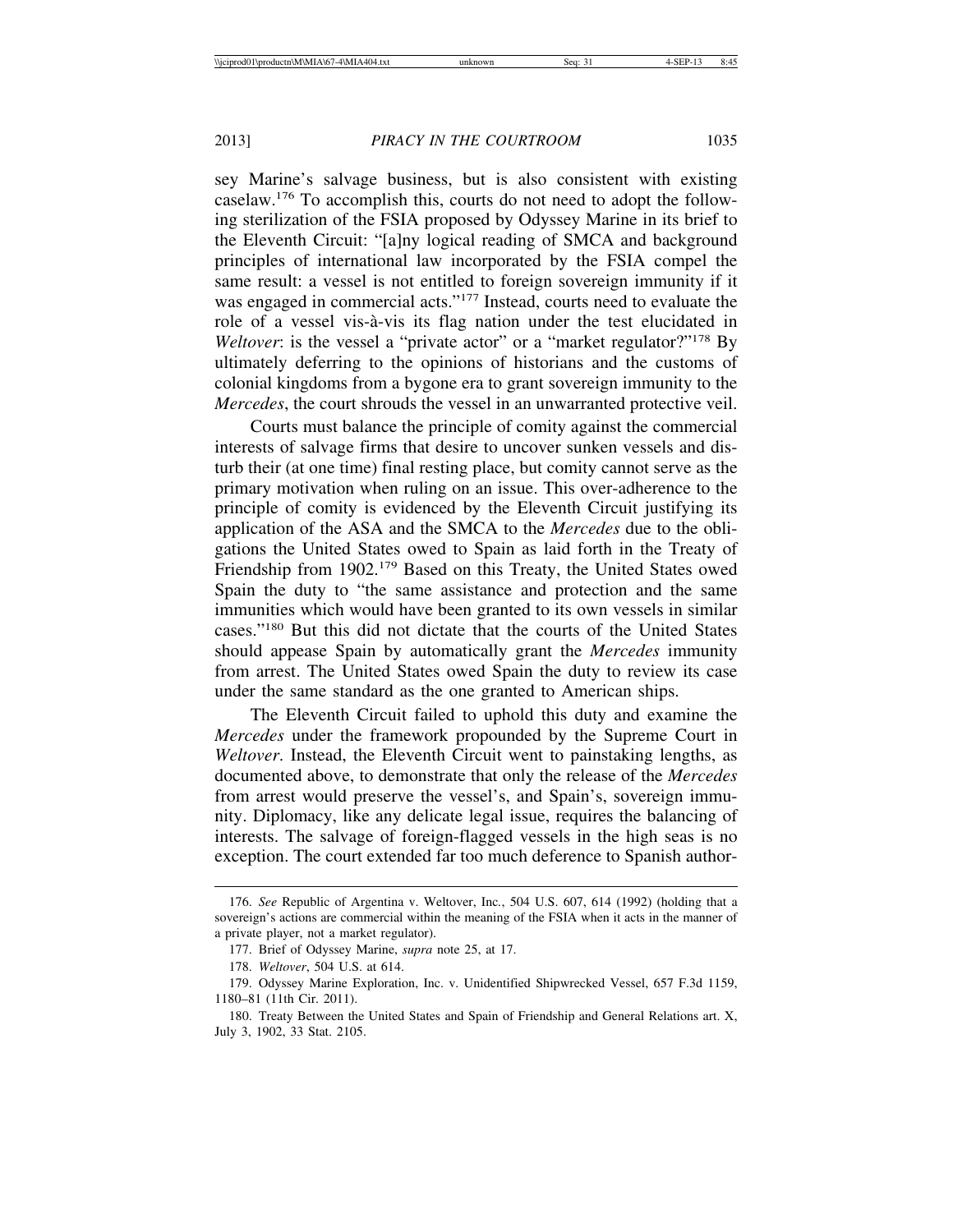sey Marine's salvage business, but is also consistent with existing caselaw.[176] To accomplish this, courts do not need to adopt the following sterilization of the FSIA proposed by Odyssey Marine in its brief to the Eleventh Circuit: "[a]ny logical reading of SMCA and background principles of international law incorporated by the FSIA compel the same result: a vessel is not entitled to foreign sovereign immunity if it was engaged in commercial acts."[177] Instead, courts need to evaluate the role of a vessel vis-à-vis its flag nation under the test elucidated in *Weltover*: is the vessel a "private actor" or a "market regulator?"[178] By ultimately deferring to the opinions of historians and the customs of colonial kingdoms from a bygone era to grant sovereign immunity to the *Mercedes*, the court shrouds the vessel in an unwarranted protective veil.

Courts must balance the principle of comity against the commercial interests of salvage firms that desire to uncover sunken vessels and disturb their (at one time) final resting place, but comity cannot serve as the primary motivation when ruling on an issue. This over-adherence to the principle of comity is evidenced by the Eleventh Circuit justifying its application of the ASA and the SMCA to the *Mercedes* due to the obligations the United States owed to Spain as laid forth in the Treaty of Friendship from 1902.[179] Based on this Treaty, the United States owed Spain the duty to "the same assistance and protection and the same immunities which would have been granted to its own vessels in similar cases."[180] But this did not dictate that the courts of the United States should appease Spain by automatically grant the *Mercedes* immunity from arrest. The United States owed Spain the duty to review its case under the same standard as the one granted to American ships.

The Eleventh Circuit failed to uphold this duty and examine the *Mercedes* under the framework propounded by the Supreme Court in *Weltover*. Instead, the Eleventh Circuit went to painstaking lengths, as documented above, to demonstrate that only the release of the *Mercedes* from arrest would preserve the vessel's, and Spain's, sovereign immunity. Diplomacy, like any delicate legal issue, requires the balancing of interests. The salvage of foreign-flagged vessels in the high seas is no exception. The court extended far too much deference to Spanish author-

---

176. *See* Republic of Argentina v. Weltover, Inc., 504 U.S. 607, 614 (1992) (holding that a sovereign's actions are commercial within the meaning of the FSIA when it acts in the manner of a private player, not a market regulator).

177. Brief of Odyssey Marine, *supra* note 25, at 17.

178. *Weltover*, 504 U.S. at 614.

179. Odyssey Marine Exploration, Inc. v. Unidentified Shipwrecked Vessel, 657 F.3d 1159, 1180–81 (11th Cir. 2011).

180. Treaty Between the United States and Spain of Friendship and General Relations art. X, July 3, 1902, 33 Stat. 2105.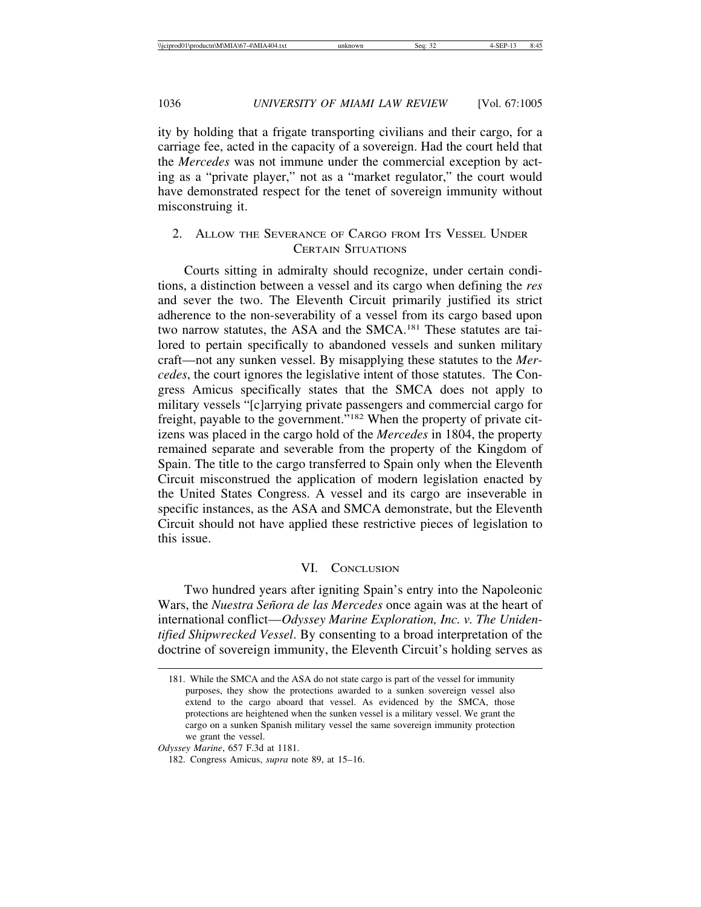ity by holding that a frigate transporting civilians and their cargo, for a carriage fee, acted in the capacity of a sovereign. Had the court held that the *Mercedes* was not immune under the commercial exception by acting as a "private player," not as a "market regulator," the court would have demonstrated respect for the tenet of sovereign immunity without misconstruing it.

### 2. Allow the Severance of Cargo from Its Vessel Under Certain Situations

Courts sitting in admiralty should recognize, under certain conditions, a distinction between a vessel and its cargo when defining the *res* and sever the two. The Eleventh Circuit primarily justified its strict adherence to the non-severability of a vessel from its cargo based upon two narrow statutes, the ASA and the SMCA.[181] These statutes are tailored to pertain specifically to abandoned vessels and sunken military craft—not any sunken vessel. By misapplying these statutes to the *Mercedes*, the court ignores the legislative intent of those statutes. The Congress Amicus specifically states that the SMCA does not apply to military vessels "[c]arrying private passengers and commercial cargo for freight, payable to the government."[182] When the property of private citizens was placed in the cargo hold of the *Mercedes* in 1804, the property remained separate and severable from the property of the Kingdom of Spain. The title to the cargo transferred to Spain only when the Eleventh Circuit misconstrued the application of modern legislation enacted by the United States Congress. A vessel and its cargo are inseverable in specific instances, as the ASA and SMCA demonstrate, but the Eleventh Circuit should not have applied these restrictive pieces of legislation to this issue.

## VI. Conclusion

Two hundred years after igniting Spain's entry into the Napoleonic Wars, the *Nuestra Señora de las Mercedes* once again was at the heart of international conflict—*Odyssey Marine Exploration, Inc. v. The Unidentified Shipwrecked Vessel*. By consenting to a broad interpretation of the doctrine of sovereign immunity, the Eleventh Circuit's holding serves as

---

181. While the SMCA and the ASA do not state cargo is part of the vessel for immunity purposes, they show the protections awarded to a sunken sovereign vessel also extend to the cargo aboard that vessel. As evidenced by the SMCA, those protections are heightened when the sunken vessel is a military vessel. We grant the cargo on a sunken Spanish military vessel the same sovereign immunity protection we grant the vessel.

*Odyssey Marine*, 657 F.3d at 1181.

182. Congress Amicus, *supra* note 89, at 15–16.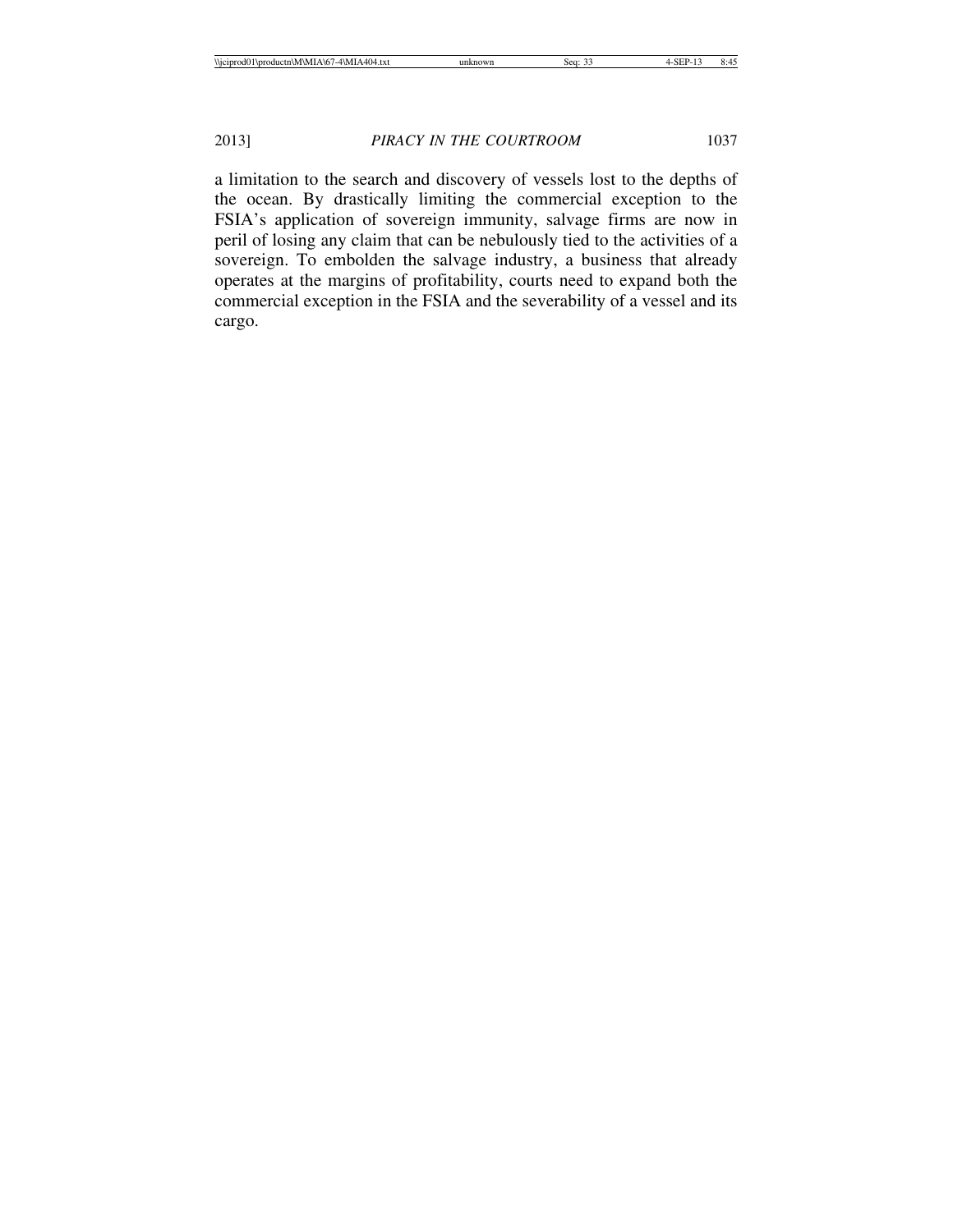a limitation to the search and discovery of vessels lost to the depths of the ocean. By drastically limiting the commercial exception to the FSIA's application of sovereign immunity, salvage firms are now in peril of losing any claim that can be nebulously tied to the activities of a sovereign. To embolden the salvage industry, a business that already operates at the margins of profitability, courts need to expand both the commercial exception in the FSIA and the severability of a vessel and its cargo.